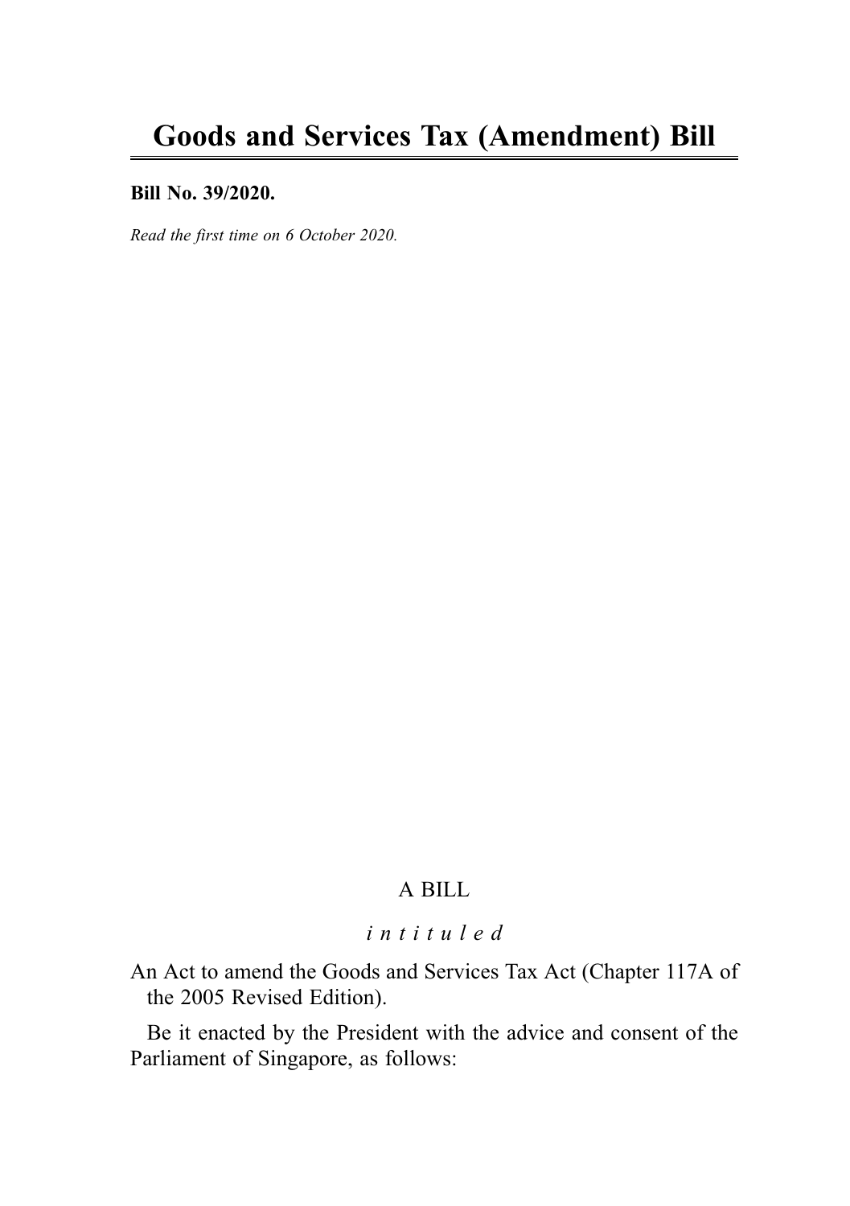# Goods and Services Tax (Amendment) Bill

**Bill No. 39/2020.**

*Read the first time on 6 October 2020.*

A BILL

*intituled*

An Act to amend the Goods and Services Tax Act (Chapter 117A of the 2005 Revised Edition).

Be it enacted by the President with the advice and consent of the Parliament of Singapore, as follows: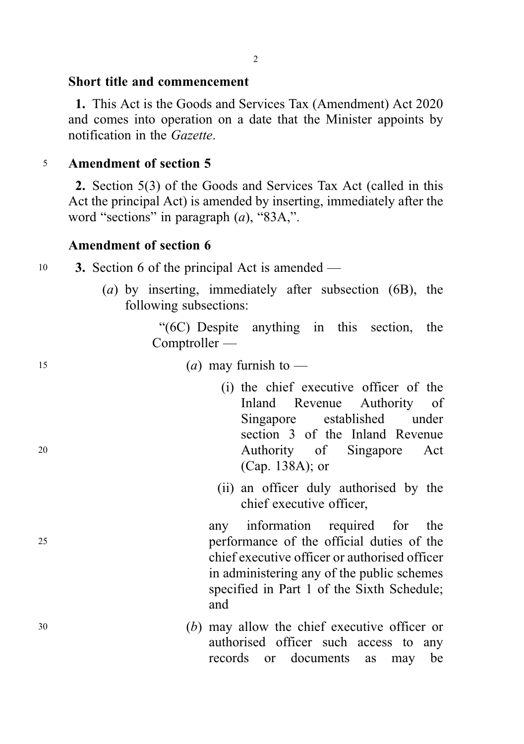**Short title and commencement**

**1.** This Act is the Goods and Services Tax (Amendment) Act 2020 and comes into operation on a date that the Minister appoints by notification in the *Gazette*.

**Amendment of section 5**

**2.** Section 5(3) of the Goods and Services Tax Act (called in this Act the principal Act) is amended by inserting, immediately after the word "sections" in paragraph (*a*), "83A,".

**Amendment of section 6**

**3.** Section 6 of the principal Act is amended —

(*a*) by inserting, immediately after subsection (6B), the following subsections:

"(6C) Despite anything in this section, the Comptroller —

(*a*) may furnish to —

(i) the chief executive officer of the Inland Revenue Authority of Singapore established under section 3 of the Inland Revenue Authority of Singapore Act (Cap. 138A); or

(ii) an officer duly authorised by the chief executive officer,

any information required for the performance of the official duties of the chief executive officer or authorised officer in administering any of the public schemes specified in Part 1 of the Sixth Schedule; and

(*b*) may allow the chief executive officer or authorised officer such access to any records or documents as may be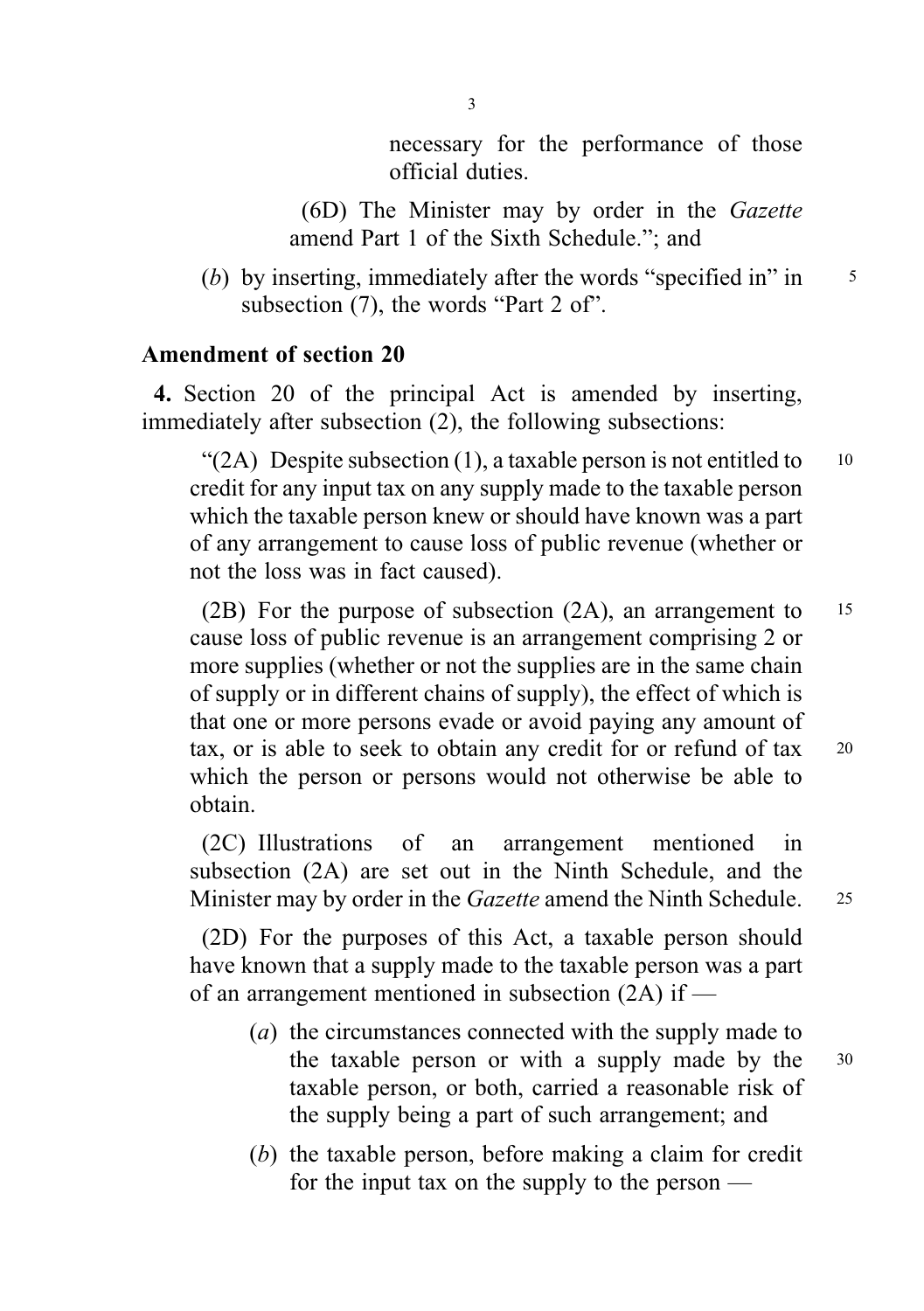necessary for the performance of those official duties.

(6D) The Minister may by order in the *Gazette* amend Part 1 of the Sixth Schedule."; and

(*b*) by inserting, immediately after the words "specified in" in subsection (7), the words "Part 2 of".

**Amendment of section 20**

**4.** Section 20 of the principal Act is amended by inserting, immediately after subsection (2), the following subsections:

"(2A) Despite subsection (1), a taxable person is not entitled to credit for any input tax on any supply made to the taxable person which the taxable person knew or should have known was a part of any arrangement to cause loss of public revenue (whether or not the loss was in fact caused).

(2B) For the purpose of subsection (2A), an arrangement to cause loss of public revenue is an arrangement comprising 2 or more supplies (whether or not the supplies are in the same chain of supply or in different chains of supply), the effect of which is that one or more persons evade or avoid paying any amount of tax, or is able to seek to obtain any credit for or refund of tax which the person or persons would not otherwise be able to obtain.

(2C) Illustrations of an arrangement mentioned in subsection (2A) are set out in the Ninth Schedule, and the Minister may by order in the *Gazette* amend the Ninth Schedule.

(2D) For the purposes of this Act, a taxable person should have known that a supply made to the taxable person was a part of an arrangement mentioned in subsection (2A) if —

(*a*) the circumstances connected with the supply made to the taxable person or with a supply made by the taxable person, or both, carried a reasonable risk of the supply being a part of such arrangement; and

(*b*) the taxable person, before making a claim for credit for the input tax on the supply to the person —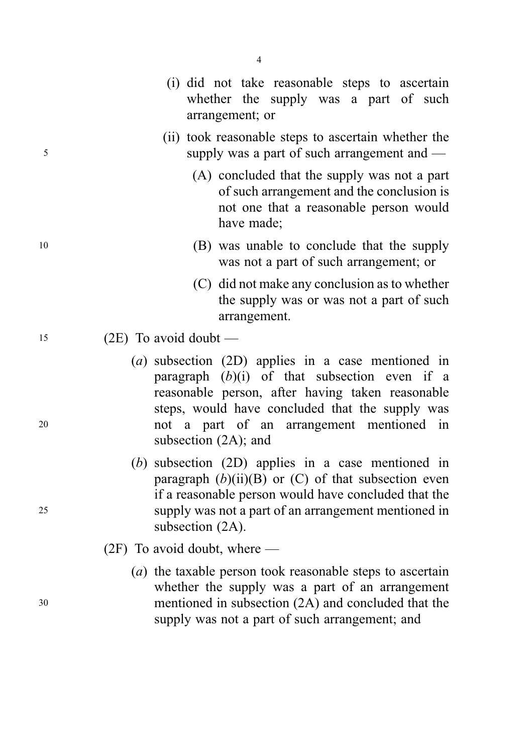(i) did not take reasonable steps to ascertain whether the supply was a part of such arrangement; or

(ii) took reasonable steps to ascertain whether the supply was a part of such arrangement and —

(A) concluded that the supply was not a part of such arrangement and the conclusion is not one that a reasonable person would have made;

(B) was unable to conclude that the supply was not a part of such arrangement; or

(C) did not make any conclusion as to whether the supply was or was not a part of such arrangement.

(2E) To avoid doubt —

(*a*) subsection (2D) applies in a case mentioned in paragraph (*b*)(i) of that subsection even if a reasonable person, after having taken reasonable steps, would have concluded that the supply was not a part of an arrangement mentioned in subsection (2A); and

(*b*) subsection (2D) applies in a case mentioned in paragraph (*b*)(ii)(B) or (C) of that subsection even if a reasonable person would have concluded that the supply was not a part of an arrangement mentioned in subsection (2A).

(2F) To avoid doubt, where —

(*a*) the taxable person took reasonable steps to ascertain whether the supply was a part of an arrangement mentioned in subsection (2A) and concluded that the supply was not a part of such arrangement; and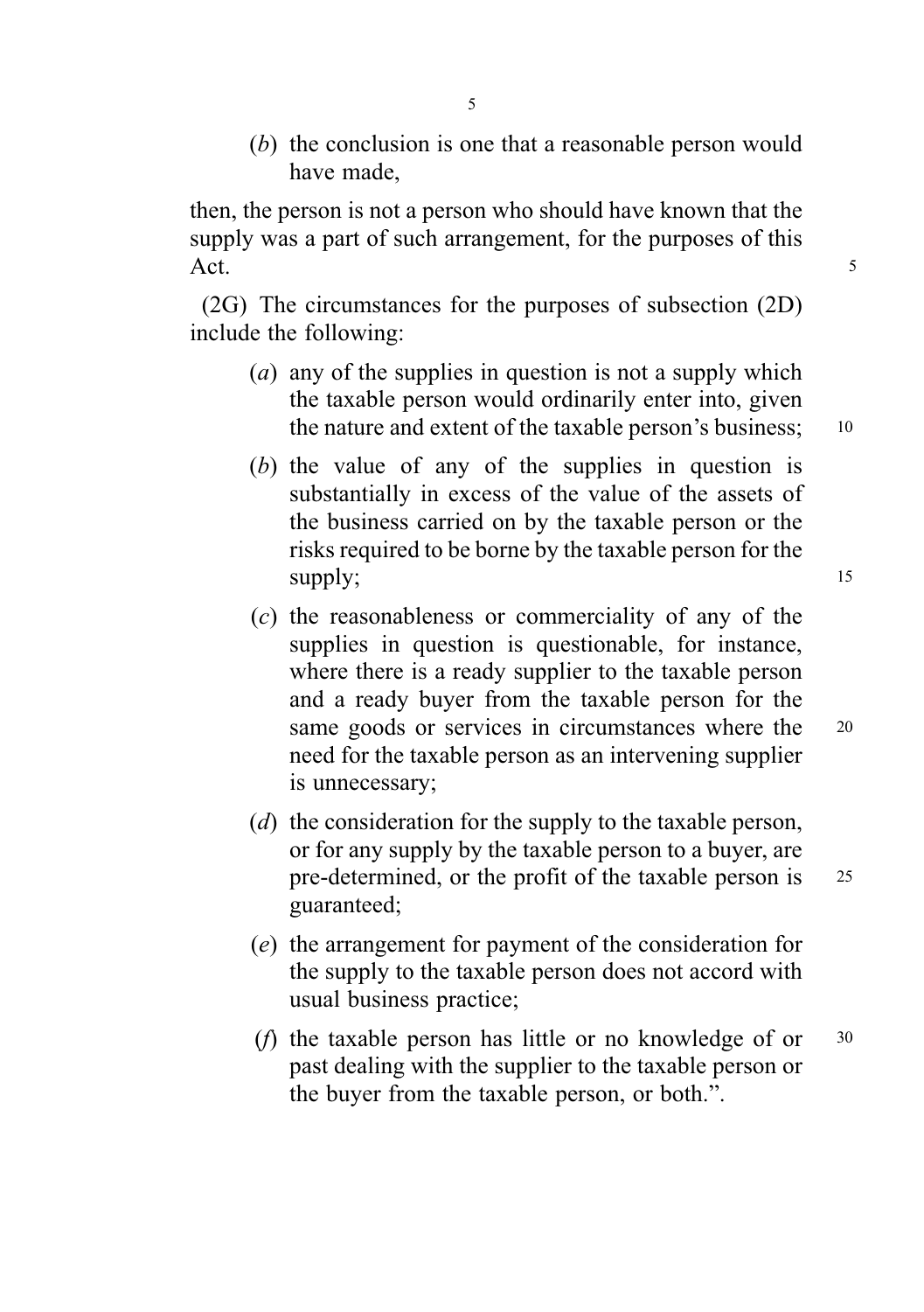(*b*) the conclusion is one that a reasonable person would have made,

then, the person is not a person who should have known that the supply was a part of such arrangement, for the purposes of this Act.

(2G) The circumstances for the purposes of subsection (2D) include the following:

(*a*) any of the supplies in question is not a supply which the taxable person would ordinarily enter into, given the nature and extent of the taxable person's business;

(*b*) the value of any of the supplies in question is substantially in excess of the value of the assets of the business carried on by the taxable person or the risks required to be borne by the taxable person for the supply;

(*c*) the reasonableness or commerciality of any of the supplies in question is questionable, for instance, where there is a ready supplier to the taxable person and a ready buyer from the taxable person for the same goods or services in circumstances where the need for the taxable person as an intervening supplier is unnecessary;

(*d*) the consideration for the supply to the taxable person, or for any supply by the taxable person to a buyer, are pre-determined, or the profit of the taxable person is guaranteed;

(*e*) the arrangement for payment of the consideration for the supply to the taxable person does not accord with usual business practice;

(*f*) the taxable person has little or no knowledge of or past dealing with the supplier to the taxable person or the buyer from the taxable person, or both.".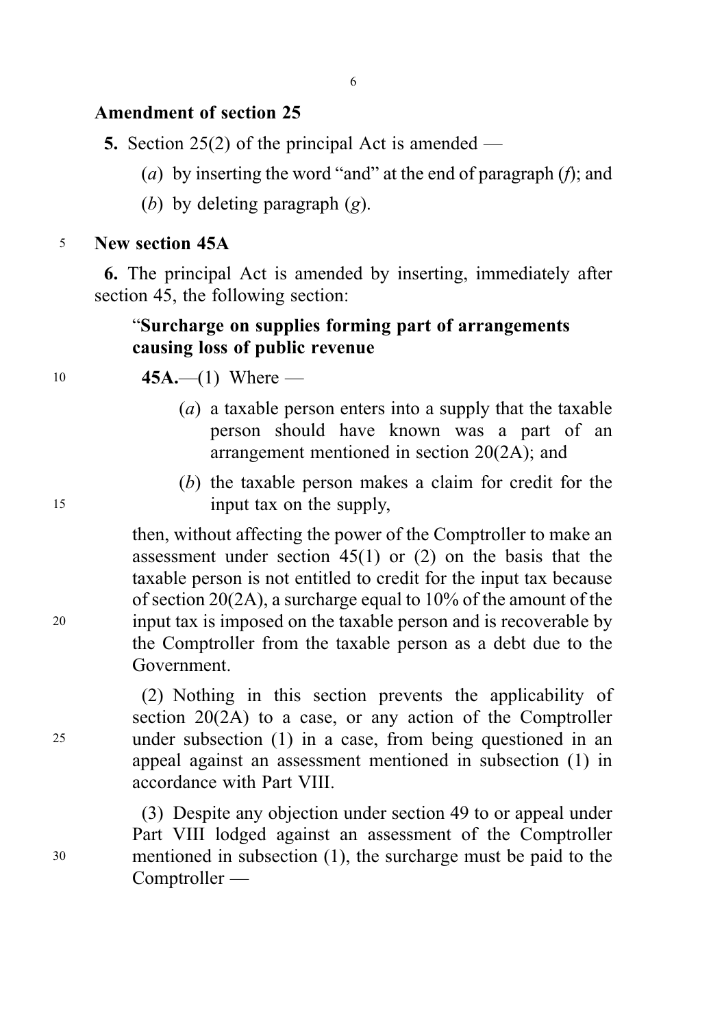### Amendment of section 25

**5.** Section 25(2) of the principal Act is amended —

(*a*) by inserting the word "and" at the end of paragraph (*f*); and

(*b*) by deleting paragraph (*g*).

### New section 45A

**6.** The principal Act is amended by inserting, immediately after section 45, the following section:

"**Surcharge on supplies forming part of arrangements causing loss of public revenue**

**45A.**—(1) Where —

(*a*) a taxable person enters into a supply that the taxable person should have known was a part of an arrangement mentioned in section 20(2A); and

(*b*) the taxable person makes a claim for credit for the input tax on the supply,

then, without affecting the power of the Comptroller to make an assessment under section 45(1) or (2) on the basis that the taxable person is not entitled to credit for the input tax because of section 20(2A), a surcharge equal to 10% of the amount of the input tax is imposed on the taxable person and is recoverable by the Comptroller from the taxable person as a debt due to the Government.

(2) Nothing in this section prevents the applicability of section 20(2A) to a case, or any action of the Comptroller under subsection (1) in a case, from being questioned in an appeal against an assessment mentioned in subsection (1) in accordance with Part VIII.

(3) Despite any objection under section 49 to or appeal under Part VIII lodged against an assessment of the Comptroller mentioned in subsection (1), the surcharge must be paid to the Comptroller —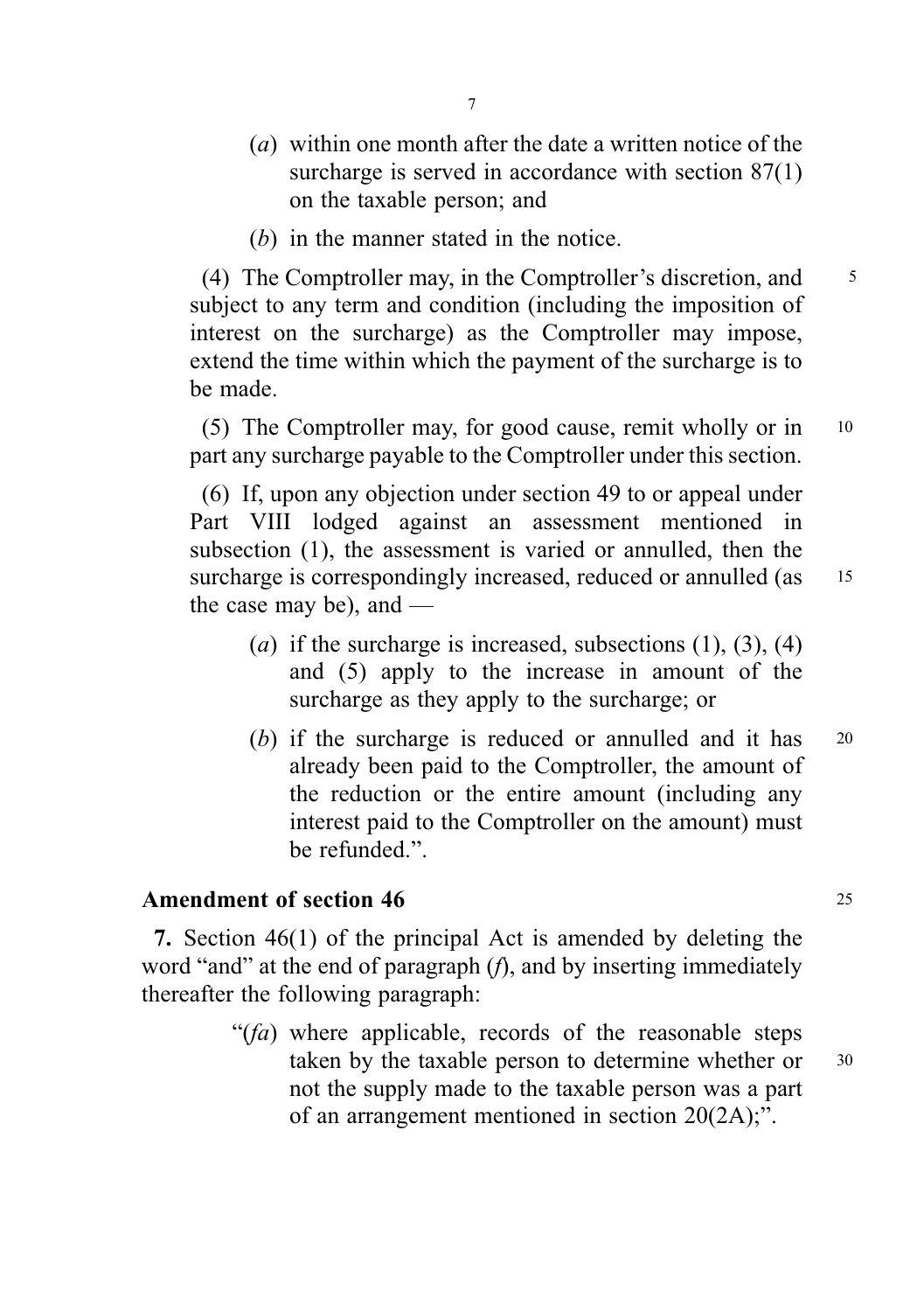(*a*) within one month after the date a written notice of the surcharge is served in accordance with section 87(1) on the taxable person; and

(*b*) in the manner stated in the notice.

(4) The Comptroller may, in the Comptroller's discretion, and subject to any term and condition (including the imposition of interest on the surcharge) as the Comptroller may impose, extend the time within which the payment of the surcharge is to be made.

(5) The Comptroller may, for good cause, remit wholly or in part any surcharge payable to the Comptroller under this section.

(6) If, upon any objection under section 49 to or appeal under Part VIII lodged against an assessment mentioned in subsection (1), the assessment is varied or annulled, then the surcharge is correspondingly increased, reduced or annulled (as the case may be), and —

(*a*) if the surcharge is increased, subsections (1), (3), (4) and (5) apply to the increase in amount of the surcharge as they apply to the surcharge; or

(*b*) if the surcharge is reduced or annulled and it has already been paid to the Comptroller, the amount of the reduction or the entire amount (including any interest paid to the Comptroller on the amount) must be refunded.".

## Amendment of section 46

**7.** Section 46(1) of the principal Act is amended by deleting the word "and" at the end of paragraph (*f*), and by inserting immediately thereafter the following paragraph:

"(*fa*) where applicable, records of the reasonable steps taken by the taxable person to determine whether or not the supply made to the taxable person was a part of an arrangement mentioned in section 20(2A);".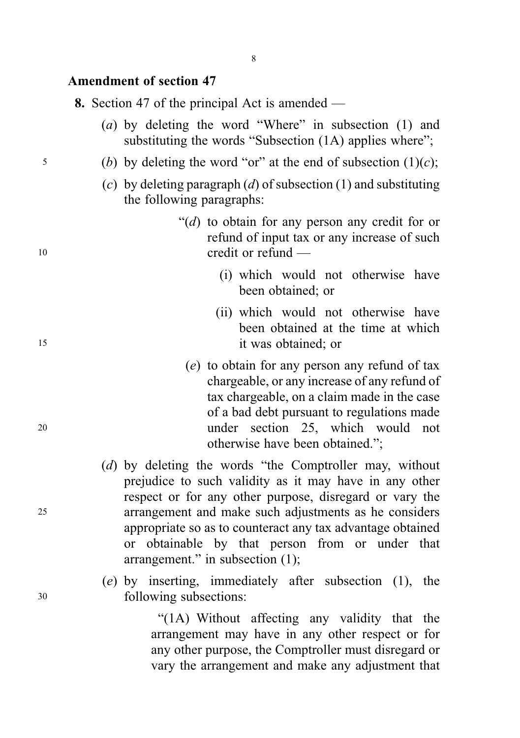**Amendment of section 47**

**8.** Section 47 of the principal Act is amended —

(*a*) by deleting the word "Where" in subsection (1) and substituting the words "Subsection (1A) applies where";

(*b*) by deleting the word "or" at the end of subsection (1)(*c*);

(*c*) by deleting paragraph (*d*) of subsection (1) and substituting the following paragraphs:

> "(*d*) to obtain for any person any credit for or refund of input tax or any increase of such credit or refund —
>
> > (i) which would not otherwise have been obtained; or
> >
> > (ii) which would not otherwise have been obtained at the time at which it was obtained; or
>
> (*e*) to obtain for any person any refund of tax chargeable, or any increase of any refund of tax chargeable, on a claim made in the case of a bad debt pursuant to regulations made under section 25, which would not otherwise have been obtained.";

(*d*) by deleting the words "the Comptroller may, without prejudice to such validity as it may have in any other respect or for any other purpose, disregard or vary the arrangement and make such adjustments as he considers appropriate so as to counteract any tax advantage obtained or obtainable by that person from or under that arrangement." in subsection (1);

(*e*) by inserting, immediately after subsection (1), the following subsections:

> "(1A) Without affecting any validity that the arrangement may have in any other respect or for any other purpose, the Comptroller must disregard or vary the arrangement and make any adjustment that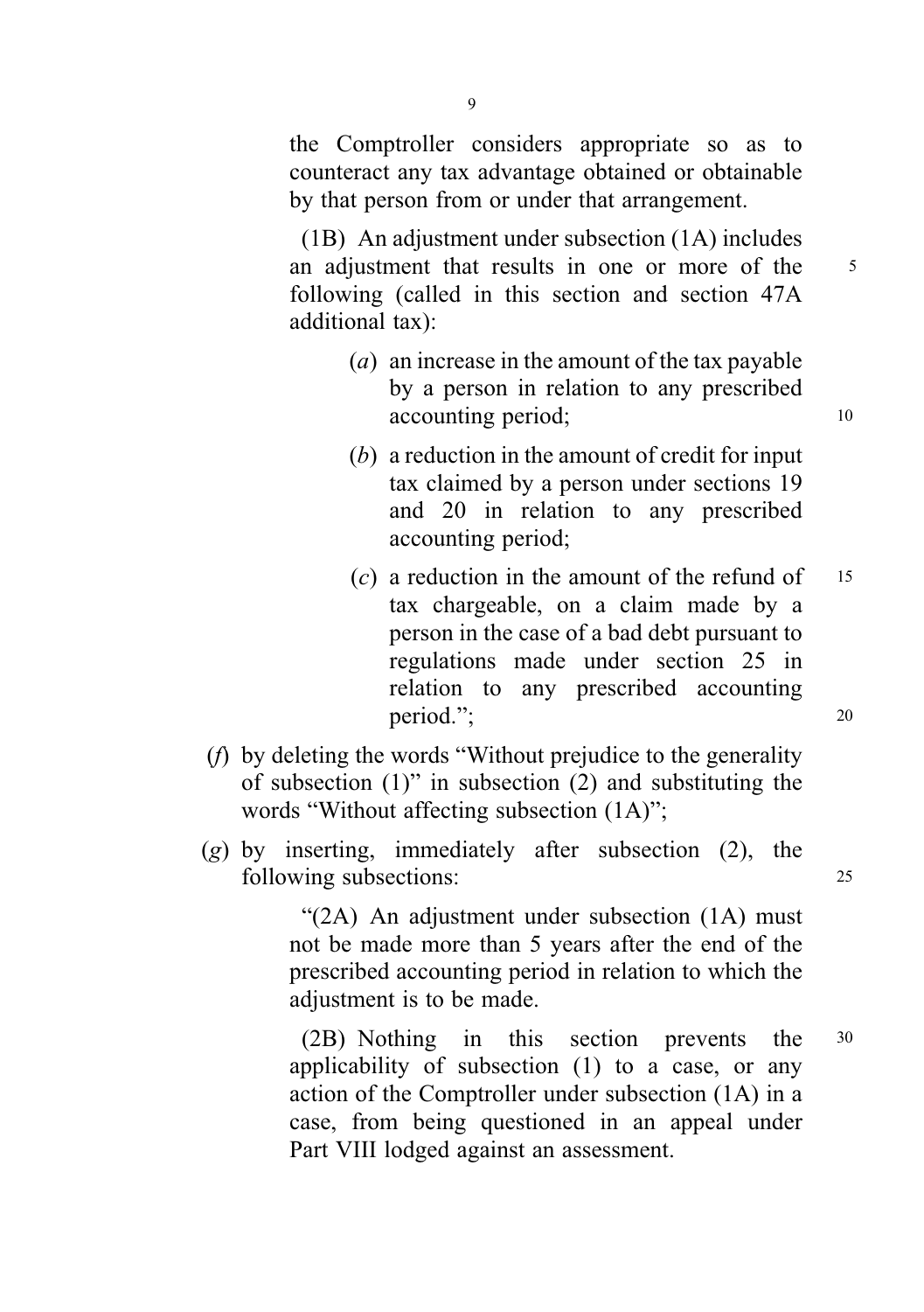the Comptroller considers appropriate so as to counteract any tax advantage obtained or obtainable by that person from or under that arrangement.

(1B) An adjustment under subsection (1A) includes an adjustment that results in one or more of the following (called in this section and section 47A additional tax):

(*a*) an increase in the amount of the tax payable by a person in relation to any prescribed accounting period;

(*b*) a reduction in the amount of credit for input tax claimed by a person under sections 19 and 20 in relation to any prescribed accounting period;

(*c*) a reduction in the amount of the refund of tax chargeable, on a claim made by a person in the case of a bad debt pursuant to regulations made under section 25 in relation to any prescribed accounting period.";

(*f*) by deleting the words "Without prejudice to the generality of subsection (1)" in subsection (2) and substituting the words "Without affecting subsection (1A)";

(*g*) by inserting, immediately after subsection (2), the following subsections:

"(2A) An adjustment under subsection (1A) must not be made more than 5 years after the end of the prescribed accounting period in relation to which the adjustment is to be made.

(2B) Nothing in this section prevents the applicability of subsection (1) to a case, or any action of the Comptroller under subsection (1A) in a case, from being questioned in an appeal under Part VIII lodged against an assessment.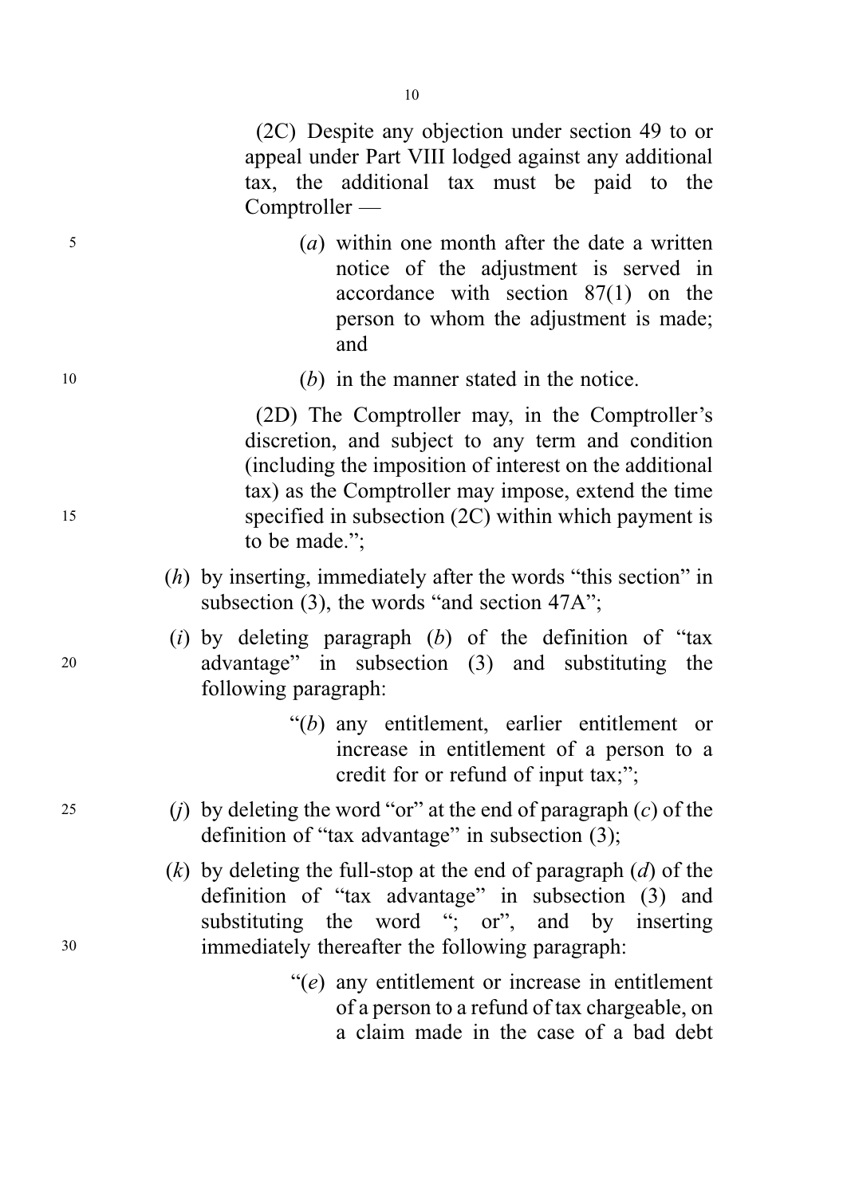(2C) Despite any objection under section 49 to or appeal under Part VIII lodged against any additional tax, the additional tax must be paid to the Comptroller —

(*a*) within one month after the date a written notice of the adjustment is served in accordance with section 87(1) on the person to whom the adjustment is made; and

(*b*) in the manner stated in the notice.

(2D) The Comptroller may, in the Comptroller's discretion, and subject to any term and condition (including the imposition of interest on the additional tax) as the Comptroller may impose, extend the time specified in subsection (2C) within which payment is to be made.";

(*h*) by inserting, immediately after the words "this section" in subsection (3), the words "and section 47A";

(*i*) by deleting paragraph (*b*) of the definition of "tax advantage" in subsection (3) and substituting the following paragraph:

"(*b*) any entitlement, earlier entitlement or increase in entitlement of a person to a credit for or refund of input tax;";

(*j*) by deleting the word "or" at the end of paragraph (*c*) of the definition of "tax advantage" in subsection (3);

(*k*) by deleting the full-stop at the end of paragraph (*d*) of the definition of "tax advantage" in subsection (3) and substituting the word "; or", and by inserting immediately thereafter the following paragraph:

"(*e*) any entitlement or increase in entitlement of a person to a refund of tax chargeable, on a claim made in the case of a bad debt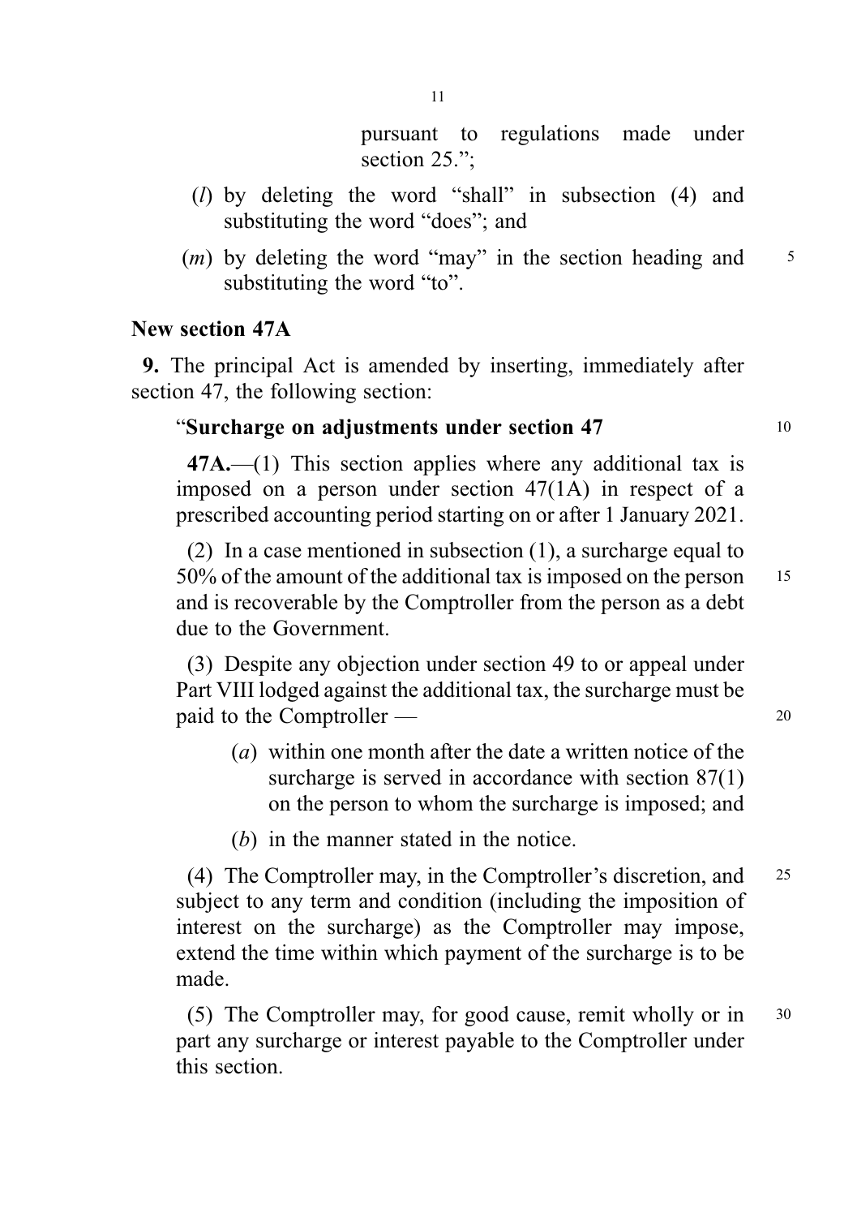pursuant to regulations made under section 25.";

(*l*) by deleting the word "shall" in subsection (4) and substituting the word "does"; and

(*m*) by deleting the word "may" in the section heading and substituting the word "to".

**New section 47A**

**9.** The principal Act is amended by inserting, immediately after section 47, the following section:

"**Surcharge on adjustments under section 47**

**47A.**—(1) This section applies where any additional tax is imposed on a person under section 47(1A) in respect of a prescribed accounting period starting on or after 1 January 2021.

(2) In a case mentioned in subsection (1), a surcharge equal to 50% of the amount of the additional tax is imposed on the person and is recoverable by the Comptroller from the person as a debt due to the Government.

(3) Despite any objection under section 49 to or appeal under Part VIII lodged against the additional tax, the surcharge must be paid to the Comptroller —

(*a*) within one month after the date a written notice of the surcharge is served in accordance with section 87(1) on the person to whom the surcharge is imposed; and

(*b*) in the manner stated in the notice.

(4) The Comptroller may, in the Comptroller's discretion, and subject to any term and condition (including the imposition of interest on the surcharge) as the Comptroller may impose, extend the time within which payment of the surcharge is to be made.

(5) The Comptroller may, for good cause, remit wholly or in part any surcharge or interest payable to the Comptroller under this section.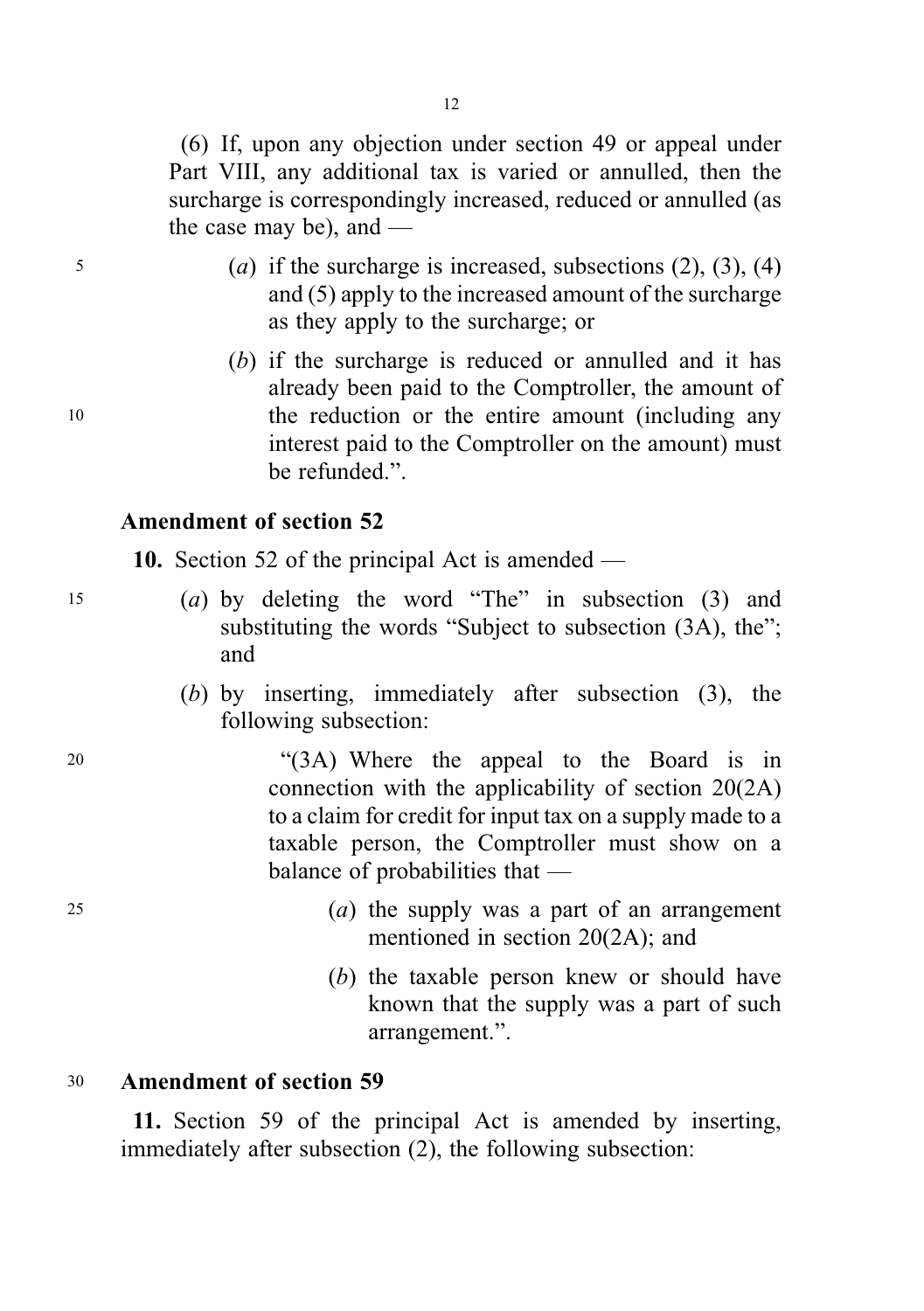(6) If, upon any objection under section 49 or appeal under Part VIII, any additional tax is varied or annulled, then the surcharge is correspondingly increased, reduced or annulled (as the case may be), and —

(*a*) if the surcharge is increased, subsections (2), (3), (4) and (5) apply to the increased amount of the surcharge as they apply to the surcharge; or

(*b*) if the surcharge is reduced or annulled and it has already been paid to the Comptroller, the amount of the reduction or the entire amount (including any interest paid to the Comptroller on the amount) must be refunded.".

### Amendment of section 52

**10.** Section 52 of the principal Act is amended —

(*a*) by deleting the word "The" in subsection (3) and substituting the words "Subject to subsection (3A), the"; and

(*b*) by inserting, immediately after subsection (3), the following subsection:

"(3A) Where the appeal to the Board is in connection with the applicability of section 20(2A) to a claim for credit for input tax on a supply made to a taxable person, the Comptroller must show on a balance of probabilities that —

(*a*) the supply was a part of an arrangement mentioned in section 20(2A); and

(*b*) the taxable person knew or should have known that the supply was a part of such arrangement.".

### Amendment of section 59

**11.** Section 59 of the principal Act is amended by inserting, immediately after subsection (2), the following subsection: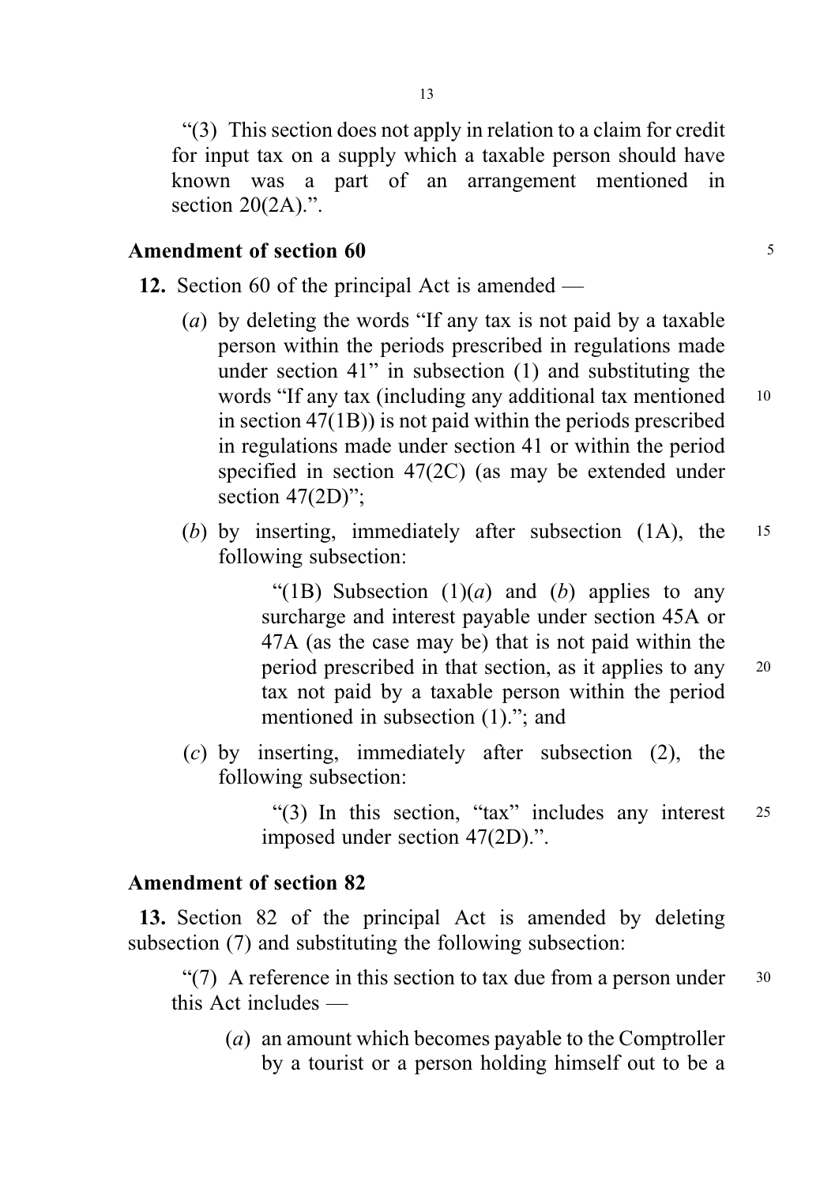"(3) This section does not apply in relation to a claim for credit for input tax on a supply which a taxable person should have known was a part of an arrangement mentioned in section 20(2A).".

### Amendment of section 60

**12.** Section 60 of the principal Act is amended —

(*a*) by deleting the words "If any tax is not paid by a taxable person within the periods prescribed in regulations made under section 41" in subsection (1) and substituting the words "If any tax (including any additional tax mentioned in section 47(1B)) is not paid within the periods prescribed in regulations made under section 41 or within the period specified in section 47(2C) (as may be extended under section 47(2D)";

(*b*) by inserting, immediately after subsection (1A), the following subsection:

> "(1B) Subsection (1)(*a*) and (*b*) applies to any surcharge and interest payable under section 45A or 47A (as the case may be) that is not paid within the period prescribed in that section, as it applies to any tax not paid by a taxable person within the period mentioned in subsection (1)."; and

(*c*) by inserting, immediately after subsection (2), the following subsection:

> "(3) In this section, "tax" includes any interest imposed under section 47(2D).".

### Amendment of section 82

**13.** Section 82 of the principal Act is amended by deleting subsection (7) and substituting the following subsection:

"(7) A reference in this section to tax due from a person under this Act includes —

(*a*) an amount which becomes payable to the Comptroller by a tourist or a person holding himself out to be a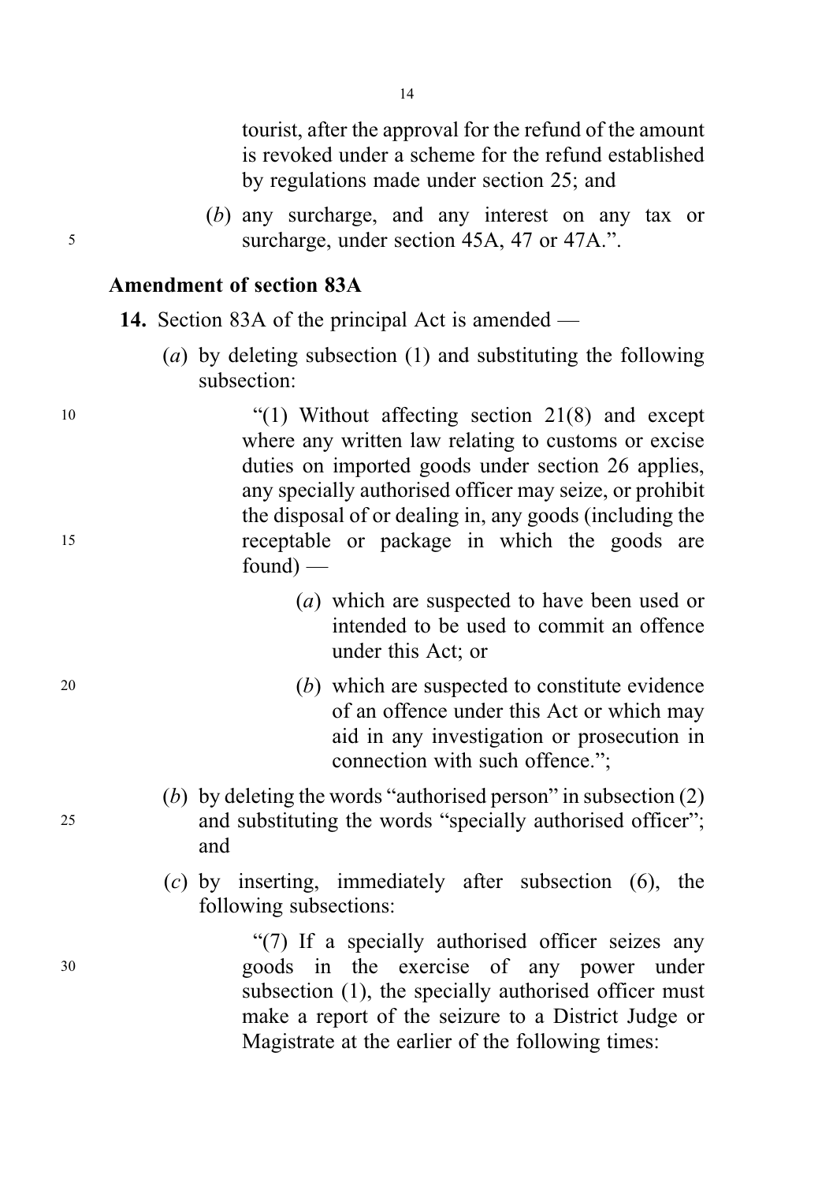tourist, after the approval for the refund of the amount is revoked under a scheme for the refund established by regulations made under section 25; and

(*b*) any surcharge, and any interest on any tax or surcharge, under section 45A, 47 or 47A.".

### Amendment of section 83A

**14.** Section 83A of the principal Act is amended —

(*a*) by deleting subsection (1) and substituting the following subsection:

"(1) Without affecting section 21(8) and except where any written law relating to customs or excise duties on imported goods under section 26 applies, any specially authorised officer may seize, or prohibit the disposal of or dealing in, any goods (including the receptable or package in which the goods are found) —

(*a*) which are suspected to have been used or intended to be used to commit an offence under this Act; or

(*b*) which are suspected to constitute evidence of an offence under this Act or which may aid in any investigation or prosecution in connection with such offence.";

(*b*) by deleting the words "authorised person" in subsection (2) and substituting the words "specially authorised officer"; and

(*c*) by inserting, immediately after subsection (6), the following subsections:

"(7) If a specially authorised officer seizes any goods in the exercise of any power under subsection (1), the specially authorised officer must make a report of the seizure to a District Judge or Magistrate at the earlier of the following times: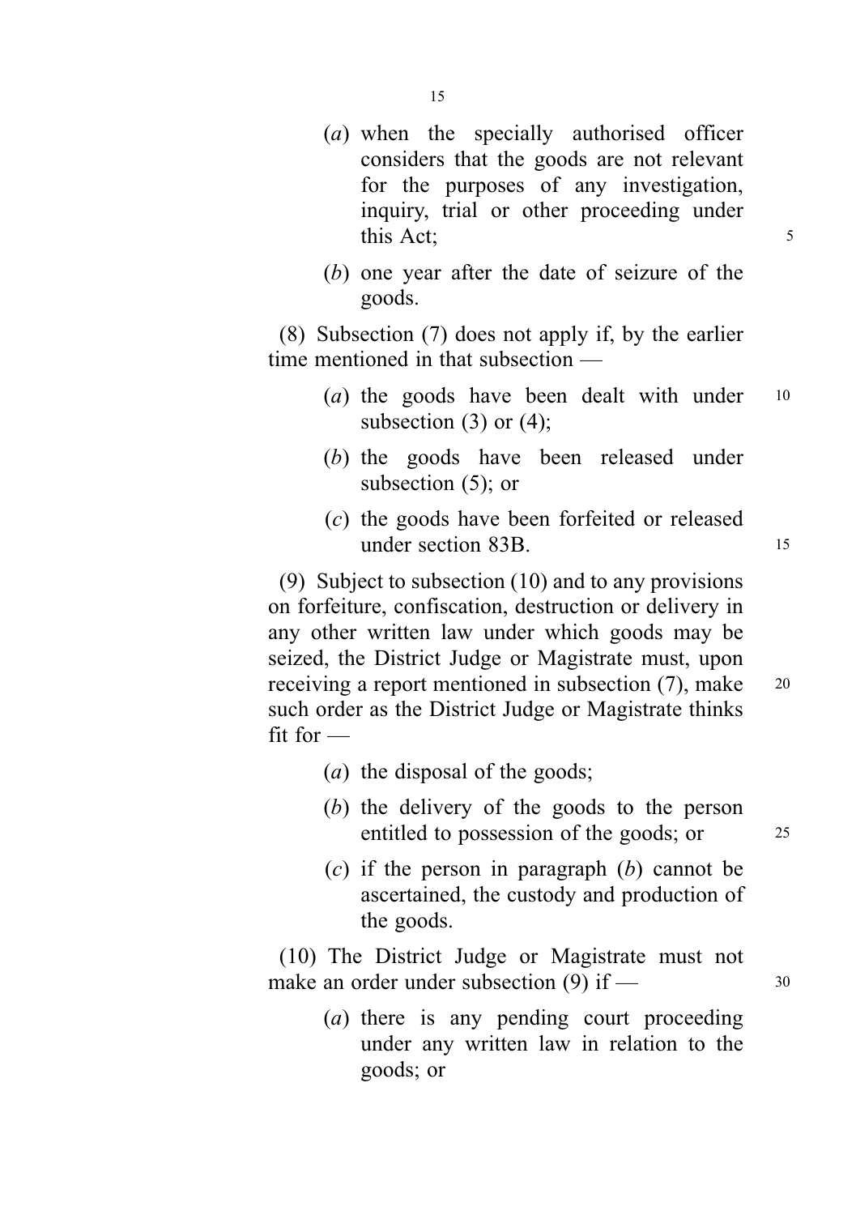(*a*) when the specially authorised officer considers that the goods are not relevant for the purposes of any investigation, inquiry, trial or other proceeding under this Act;

(*b*) one year after the date of seizure of the goods.

(8) Subsection (7) does not apply if, by the earlier time mentioned in that subsection —

(*a*) the goods have been dealt with under subsection (3) or (4);

(*b*) the goods have been released under subsection (5); or

(*c*) the goods have been forfeited or released under section 83B.

(9) Subject to subsection (10) and to any provisions on forfeiture, confiscation, destruction or delivery in any other written law under which goods may be seized, the District Judge or Magistrate must, upon receiving a report mentioned in subsection (7), make such order as the District Judge or Magistrate thinks fit for —

(*a*) the disposal of the goods;

(*b*) the delivery of the goods to the person entitled to possession of the goods; or

(*c*) if the person in paragraph (*b*) cannot be ascertained, the custody and production of the goods.

(10) The District Judge or Magistrate must not make an order under subsection (9) if —

(*a*) there is any pending court proceeding under any written law in relation to the goods; or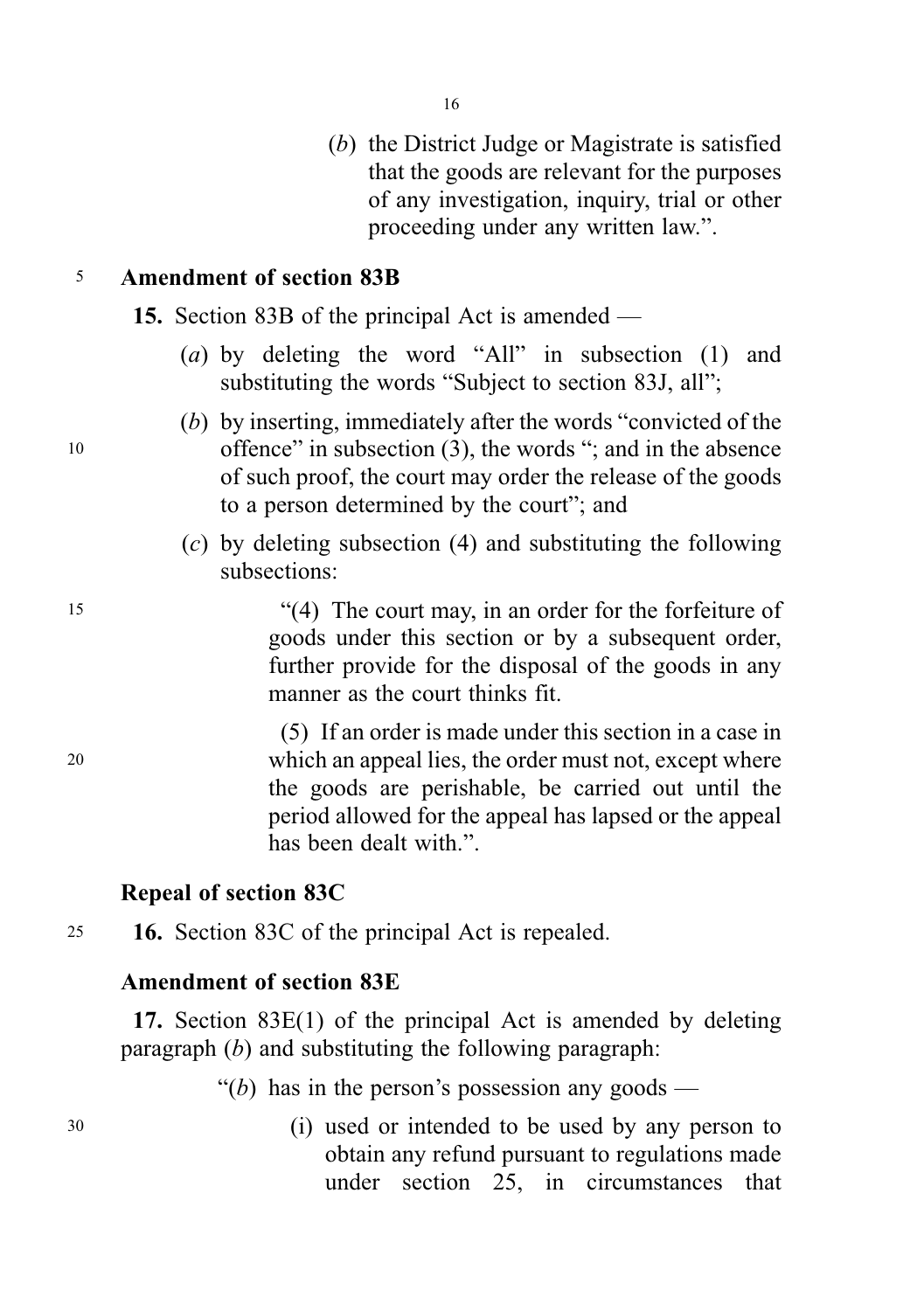(*b*) the District Judge or Magistrate is satisfied that the goods are relevant for the purposes of any investigation, inquiry, trial or other proceeding under any written law.".

**Amendment of section 83B**

**15.** Section 83B of the principal Act is amended —

(*a*) by deleting the word "All" in subsection (1) and substituting the words "Subject to section 83J, all";

(*b*) by inserting, immediately after the words "convicted of the offence" in subsection (3), the words "; and in the absence of such proof, the court may order the release of the goods to a person determined by the court"; and

(*c*) by deleting subsection (4) and substituting the following subsections:

"(4) The court may, in an order for the forfeiture of goods under this section or by a subsequent order, further provide for the disposal of the goods in any manner as the court thinks fit.

(5) If an order is made under this section in a case in which an appeal lies, the order must not, except where the goods are perishable, be carried out until the period allowed for the appeal has lapsed or the appeal has been dealt with.".

**Repeal of section 83C**

**16.** Section 83C of the principal Act is repealed.

**Amendment of section 83E**

**17.** Section 83E(1) of the principal Act is amended by deleting paragraph (*b*) and substituting the following paragraph:

"(*b*) has in the person's possession any goods —

(i) used or intended to be used by any person to obtain any refund pursuant to regulations made under section 25, in circumstances that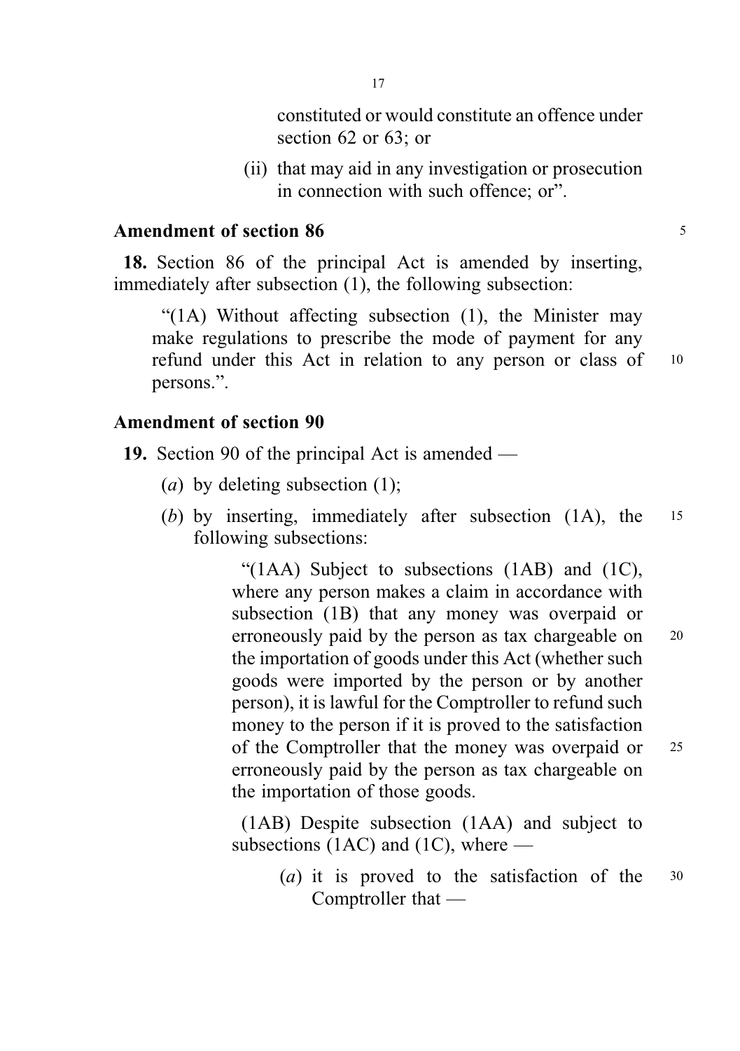constituted or would constitute an offence under section 62 or 63; or

(ii) that may aid in any investigation or prosecution in connection with such offence; or".

### Amendment of section 86

**18.** Section 86 of the principal Act is amended by inserting, immediately after subsection (1), the following subsection:

"(1A) Without affecting subsection (1), the Minister may make regulations to prescribe the mode of payment for any refund under this Act in relation to any person or class of persons.".

### Amendment of section 90

**19.** Section 90 of the principal Act is amended —

(*a*) by deleting subsection (1);

(*b*) by inserting, immediately after subsection (1A), the following subsections:

"(1AA) Subject to subsections (1AB) and (1C), where any person makes a claim in accordance with subsection (1B) that any money was overpaid or erroneously paid by the person as tax chargeable on the importation of goods under this Act (whether such goods were imported by the person or by another person), it is lawful for the Comptroller to refund such money to the person if it is proved to the satisfaction of the Comptroller that the money was overpaid or erroneously paid by the person as tax chargeable on the importation of those goods.

(1AB) Despite subsection (1AA) and subject to subsections (1AC) and (1C), where —

(*a*) it is proved to the satisfaction of the Comptroller that —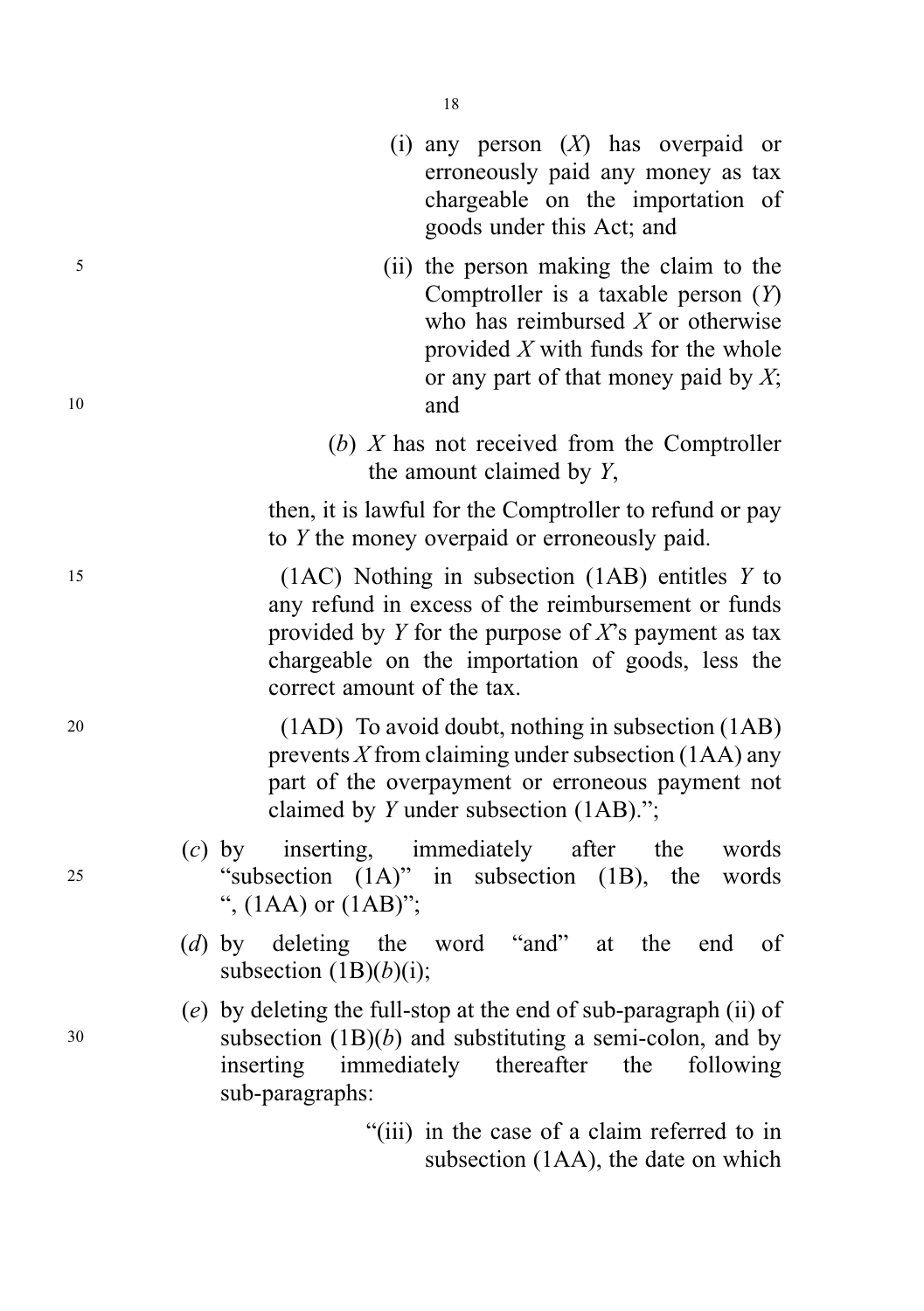(i) any person (*X*) has overpaid or erroneously paid any money as tax chargeable on the importation of goods under this Act; and

(ii) the person making the claim to the Comptroller is a taxable person (*Y*) who has reimbursed *X* or otherwise provided *X* with funds for the whole or any part of that money paid by *X*; and

(*b*) *X* has not received from the Comptroller the amount claimed by *Y*,

then, it is lawful for the Comptroller to refund or pay to *Y* the money overpaid or erroneously paid.

(1AC) Nothing in subsection (1AB) entitles *Y* to any refund in excess of the reimbursement or funds provided by *Y* for the purpose of *X*'s payment as tax chargeable on the importation of goods, less the correct amount of the tax.

(1AD) To avoid doubt, nothing in subsection (1AB) prevents *X* from claiming under subsection (1AA) any part of the overpayment or erroneous payment not claimed by *Y* under subsection (1AB).";

(*c*) by inserting, immediately after the words "subsection (1A)" in subsection (1B), the words ", (1AA) or (1AB)";

(*d*) by deleting the word "and" at the end of subsection (1B)(*b*)(i);

(*e*) by deleting the full-stop at the end of sub-paragraph (ii) of subsection (1B)(*b*) and substituting a semi-colon, and by inserting immediately thereafter the following sub-paragraphs:

"(iii) in the case of a claim referred to in subsection (1AA), the date on which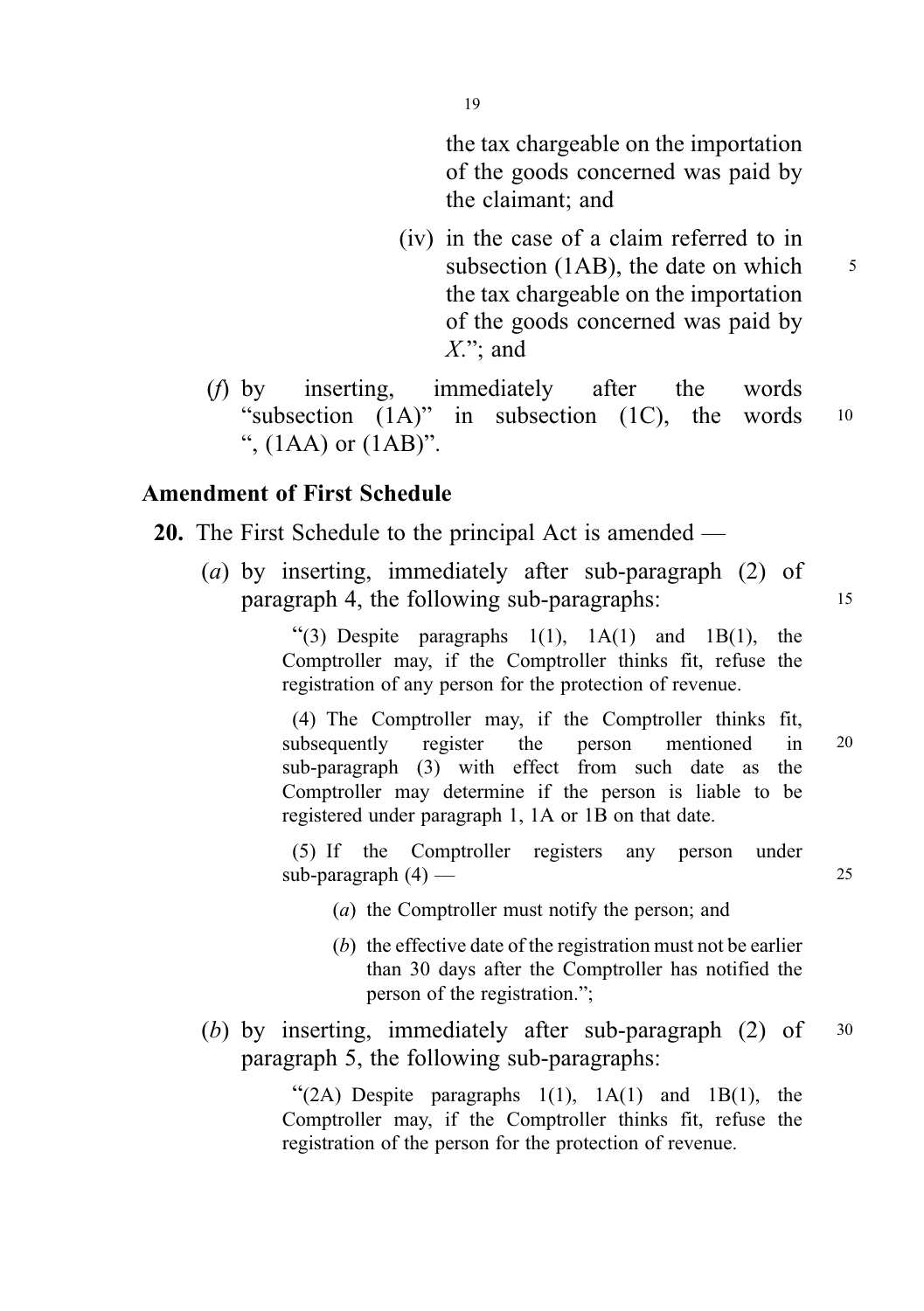the tax chargeable on the importation of the goods concerned was paid by the claimant; and

(iv) in the case of a claim referred to in subsection (1AB), the date on which the tax chargeable on the importation of the goods concerned was paid by *X*."; and

(*f*) by inserting, immediately after the words "subsection (1A)" in subsection (1C), the words ", (1AA) or (1AB)".

### Amendment of First Schedule

**20.** The First Schedule to the principal Act is amended —

(*a*) by inserting, immediately after sub-paragraph (2) of paragraph 4, the following sub-paragraphs:

> "(3) Despite paragraphs 1(1), 1A(1) and 1B(1), the Comptroller may, if the Comptroller thinks fit, refuse the registration of any person for the protection of revenue.
>
> (4) The Comptroller may, if the Comptroller thinks fit, subsequently register the person mentioned in sub-paragraph (3) with effect from such date as the Comptroller may determine if the person is liable to be registered under paragraph 1, 1A or 1B on that date.
>
> (5) If the Comptroller registers any person under sub-paragraph (4) —
>
> (*a*) the Comptroller must notify the person; and
>
> (*b*) the effective date of the registration must not be earlier than 30 days after the Comptroller has notified the person of the registration.";

(*b*) by inserting, immediately after sub-paragraph (2) of paragraph 5, the following sub-paragraphs:

> "(2A) Despite paragraphs 1(1), 1A(1) and 1B(1), the Comptroller may, if the Comptroller thinks fit, refuse the registration of the person for the protection of revenue.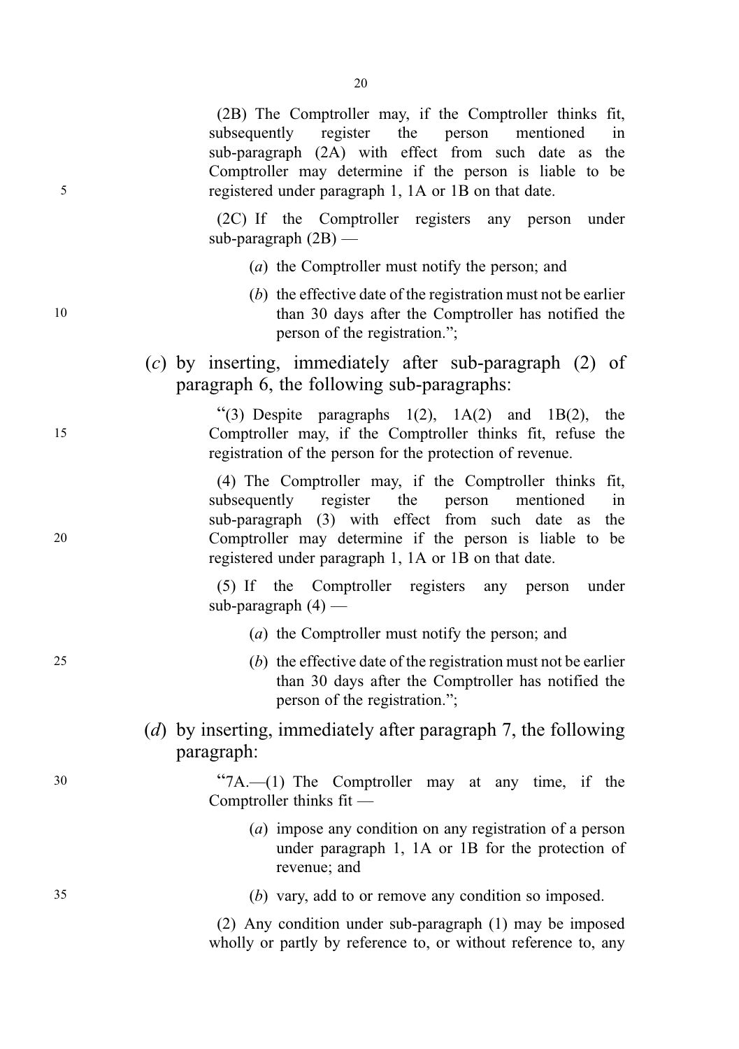(2B) The Comptroller may, if the Comptroller thinks fit, subsequently register the person mentioned in sub-paragraph (2A) with effect from such date as the Comptroller may determine if the person is liable to be registered under paragraph 1, 1A or 1B on that date.

(2C) If the Comptroller registers any person under sub-paragraph (2B) —

(*a*) the Comptroller must notify the person; and

(*b*) the effective date of the registration must not be earlier than 30 days after the Comptroller has notified the person of the registration.";

(*c*) by inserting, immediately after sub-paragraph (2) of paragraph 6, the following sub-paragraphs:

"(3) Despite paragraphs 1(2), 1A(2) and 1B(2), the Comptroller may, if the Comptroller thinks fit, refuse the registration of the person for the protection of revenue.

(4) The Comptroller may, if the Comptroller thinks fit, subsequently register the person mentioned in sub-paragraph (3) with effect from such date as the Comptroller may determine if the person is liable to be registered under paragraph 1, 1A or 1B on that date.

(5) If the Comptroller registers any person under sub-paragraph (4) —

(*a*) the Comptroller must notify the person; and

(*b*) the effective date of the registration must not be earlier than 30 days after the Comptroller has notified the person of the registration.";

(*d*) by inserting, immediately after paragraph 7, the following paragraph:

"7A.—(1) The Comptroller may at any time, if the Comptroller thinks fit —

(*a*) impose any condition on any registration of a person under paragraph 1, 1A or 1B for the protection of revenue; and

(*b*) vary, add to or remove any condition so imposed.

(2) Any condition under sub-paragraph (1) may be imposed wholly or partly by reference to, or without reference to, any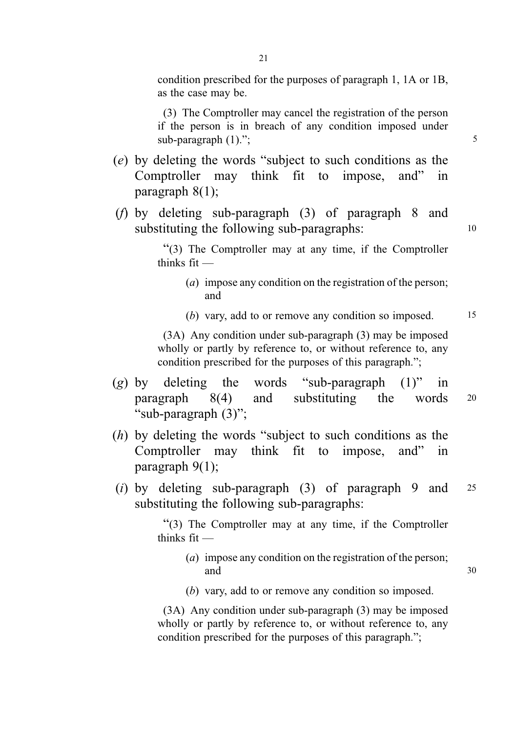condition prescribed for the purposes of paragraph 1, 1A or 1B, as the case may be.

(3) The Comptroller may cancel the registration of the person if the person is in breach of any condition imposed under sub-paragraph (1).";

(*e*) by deleting the words "subject to such conditions as the Comptroller may think fit to impose, and" in paragraph 8(1);

(*f*) by deleting sub-paragraph (3) of paragraph 8 and substituting the following sub-paragraphs:

"(3) The Comptroller may at any time, if the Comptroller thinks fit —

(*a*) impose any condition on the registration of the person; and

(*b*) vary, add to or remove any condition so imposed.

(3A) Any condition under sub-paragraph (3) may be imposed wholly or partly by reference to, or without reference to, any condition prescribed for the purposes of this paragraph.";

(*g*) by deleting the words "sub-paragraph (1)" in paragraph 8(4) and substituting the words "sub-paragraph (3)";

(*h*) by deleting the words "subject to such conditions as the Comptroller may think fit to impose, and" in paragraph 9(1);

(*i*) by deleting sub-paragraph (3) of paragraph 9 and substituting the following sub-paragraphs:

"(3) The Comptroller may at any time, if the Comptroller thinks fit —

(*a*) impose any condition on the registration of the person; and

(*b*) vary, add to or remove any condition so imposed.

(3A) Any condition under sub-paragraph (3) may be imposed wholly or partly by reference to, or without reference to, any condition prescribed for the purposes of this paragraph.";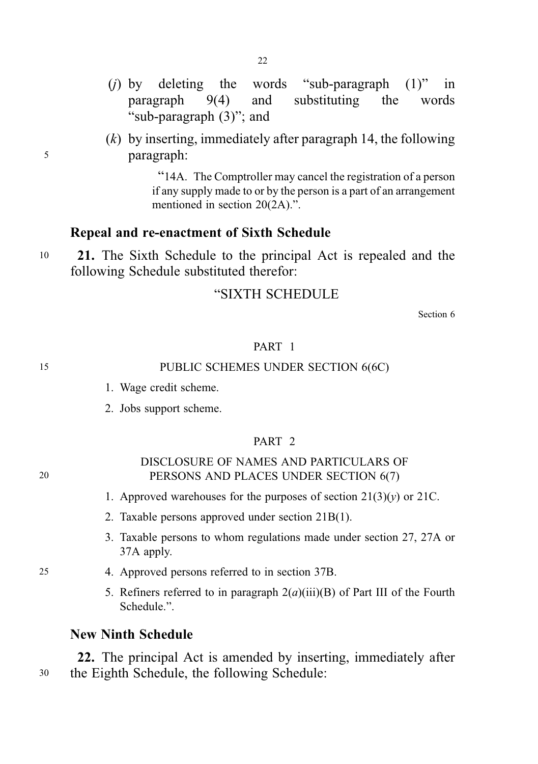(*j*) by deleting the words "sub-paragraph (1)" in paragraph 9(4) and substituting the words "sub-paragraph (3)"; and

(*k*) by inserting, immediately after paragraph 14, the following paragraph:

> "14A. The Comptroller may cancel the registration of a person if any supply made to or by the person is a part of an arrangement mentioned in section 20(2A).".

**Repeal and re-enactment of Sixth Schedule**

**21.** The Sixth Schedule to the principal Act is repealed and the following Schedule substituted therefor:

"SIXTH SCHEDULE

Section 6

PART 1

PUBLIC SCHEMES UNDER SECTION 6(6C)

1. Wage credit scheme.
2. Jobs support scheme.

PART 2

DISCLOSURE OF NAMES AND PARTICULARS OF PERSONS AND PLACES UNDER SECTION 6(7)

1. Approved warehouses for the purposes of section 21(3)(*y*) or 21C.
2. Taxable persons approved under section 21B(1).
3. Taxable persons to whom regulations made under section 27, 27A or 37A apply.
4. Approved persons referred to in section 37B.
5. Refiners referred to in paragraph 2(*a*)(iii)(B) of Part III of the Fourth Schedule.".

**New Ninth Schedule**

**22.** The principal Act is amended by inserting, immediately after the Eighth Schedule, the following Schedule: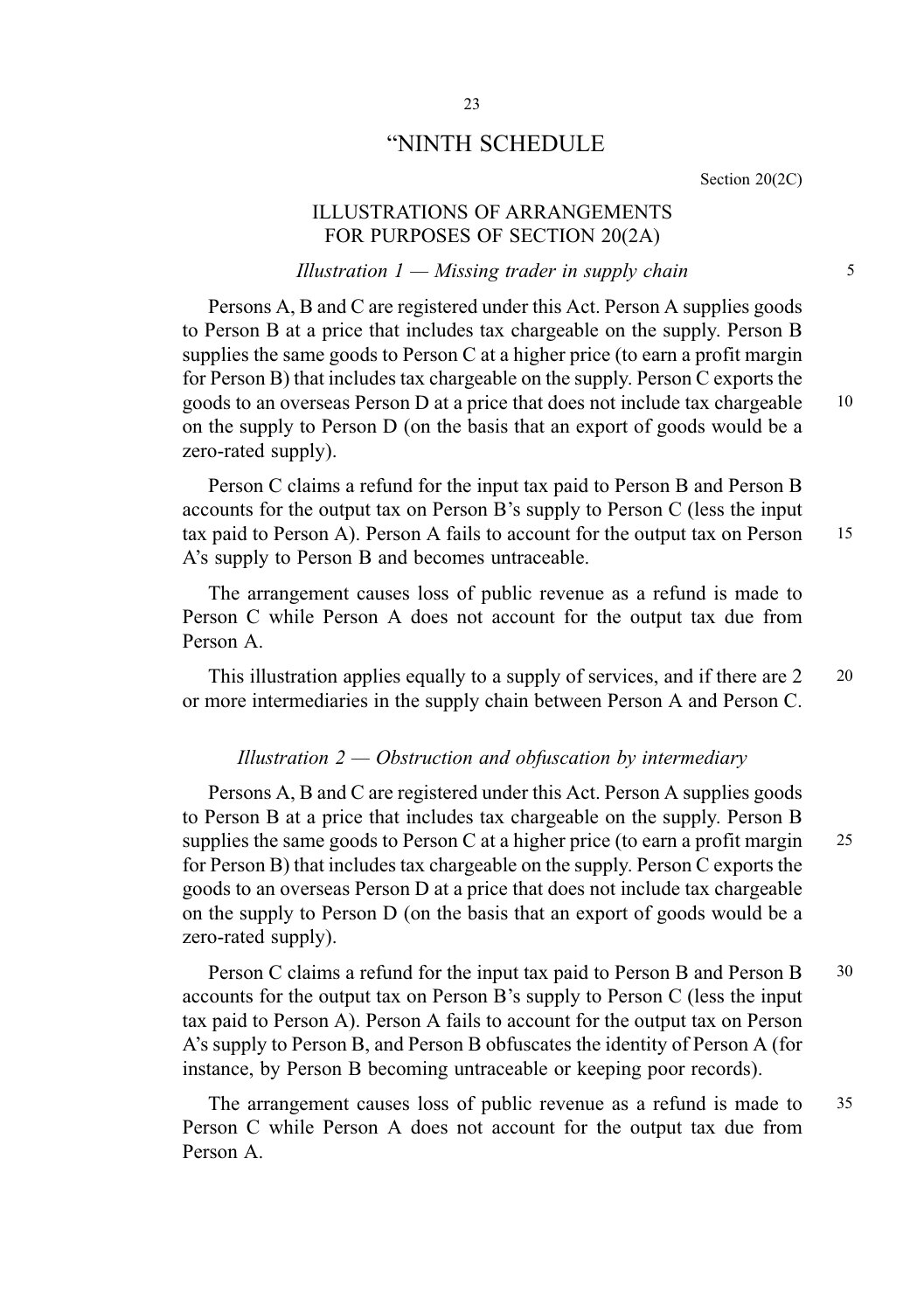# "NINTH SCHEDULE

Section 20(2C)

## ILLUSTRATIONS OF ARRANGEMENTS FOR PURPOSES OF SECTION 20(2A)

### *Illustration 1 — Missing trader in supply chain*

Persons A, B and C are registered under this Act. Person A supplies goods to Person B at a price that includes tax chargeable on the supply. Person B supplies the same goods to Person C at a higher price (to earn a profit margin for Person B) that includes tax chargeable on the supply. Person C exports the goods to an overseas Person D at a price that does not include tax chargeable on the supply to Person D (on the basis that an export of goods would be a zero-rated supply).

Person C claims a refund for the input tax paid to Person B and Person B accounts for the output tax on Person B's supply to Person C (less the input tax paid to Person A). Person A fails to account for the output tax on Person A's supply to Person B and becomes untraceable.

The arrangement causes loss of public revenue as a refund is made to Person C while Person A does not account for the output tax due from Person A.

This illustration applies equally to a supply of services, and if there are 2 or more intermediaries in the supply chain between Person A and Person C.

### *Illustration 2 — Obstruction and obfuscation by intermediary*

Persons A, B and C are registered under this Act. Person A supplies goods to Person B at a price that includes tax chargeable on the supply. Person B supplies the same goods to Person C at a higher price (to earn a profit margin for Person B) that includes tax chargeable on the supply. Person C exports the goods to an overseas Person D at a price that does not include tax chargeable on the supply to Person D (on the basis that an export of goods would be a zero-rated supply).

Person C claims a refund for the input tax paid to Person B and Person B accounts for the output tax on Person B's supply to Person C (less the input tax paid to Person A). Person A fails to account for the output tax on Person A's supply to Person B, and Person B obfuscates the identity of Person A (for instance, by Person B becoming untraceable or keeping poor records).

The arrangement causes loss of public revenue as a refund is made to Person C while Person A does not account for the output tax due from Person A.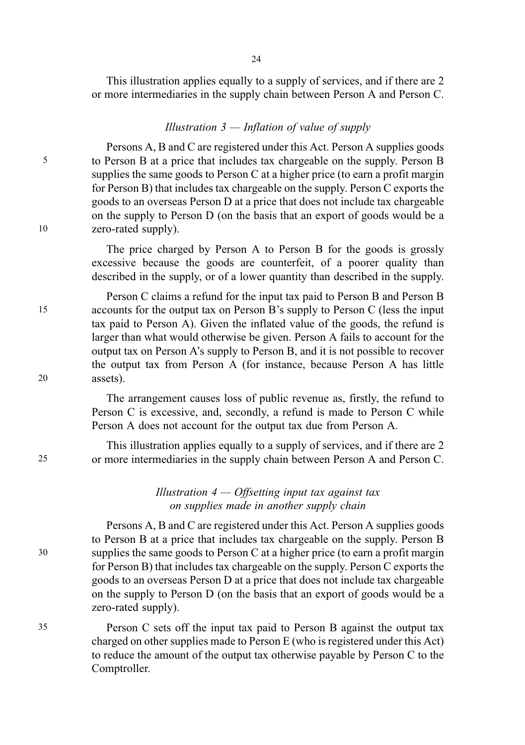This illustration applies equally to a supply of services, and if there are 2 or more intermediaries in the supply chain between Person A and Person C.

*Illustration 3 — Inflation of value of supply*

Persons A, B and C are registered under this Act. Person A supplies goods to Person B at a price that includes tax chargeable on the supply. Person B supplies the same goods to Person C at a higher price (to earn a profit margin for Person B) that includes tax chargeable on the supply. Person C exports the goods to an overseas Person D at a price that does not include tax chargeable on the supply to Person D (on the basis that an export of goods would be a zero-rated supply).

The price charged by Person A to Person B for the goods is grossly excessive because the goods are counterfeit, of a poorer quality than described in the supply, or of a lower quantity than described in the supply.

Person C claims a refund for the input tax paid to Person B and Person B accounts for the output tax on Person B's supply to Person C (less the input tax paid to Person A). Given the inflated value of the goods, the refund is larger than what would otherwise be given. Person A fails to account for the output tax on Person A's supply to Person B, and it is not possible to recover the output tax from Person A (for instance, because Person A has little assets).

The arrangement causes loss of public revenue as, firstly, the refund to Person C is excessive, and, secondly, a refund is made to Person C while Person A does not account for the output tax due from Person A.

This illustration applies equally to a supply of services, and if there are 2 or more intermediaries in the supply chain between Person A and Person C.

*Illustration 4 — Offsetting input tax against tax on supplies made in another supply chain*

Persons A, B and C are registered under this Act. Person A supplies goods to Person B at a price that includes tax chargeable on the supply. Person B supplies the same goods to Person C at a higher price (to earn a profit margin for Person B) that includes tax chargeable on the supply. Person C exports the goods to an overseas Person D at a price that does not include tax chargeable on the supply to Person D (on the basis that an export of goods would be a zero-rated supply).

Person C sets off the input tax paid to Person B against the output tax charged on other supplies made to Person E (who is registered under this Act) to reduce the amount of the output tax otherwise payable by Person C to the Comptroller.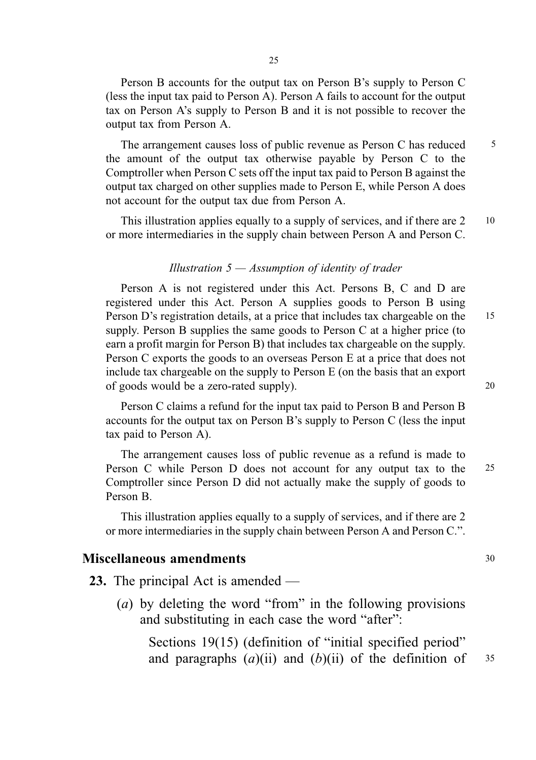Person B accounts for the output tax on Person B's supply to Person C (less the input tax paid to Person A). Person A fails to account for the output tax on Person A's supply to Person B and it is not possible to recover the output tax from Person A.

The arrangement causes loss of public revenue as Person C has reduced the amount of the output tax otherwise payable by Person C to the Comptroller when Person C sets off the input tax paid to Person B against the output tax charged on other supplies made to Person E, while Person A does not account for the output tax due from Person A.

This illustration applies equally to a supply of services, and if there are 2 or more intermediaries in the supply chain between Person A and Person C.

*Illustration 5 — Assumption of identity of trader*

Person A is not registered under this Act. Persons B, C and D are registered under this Act. Person A supplies goods to Person B using Person D's registration details, at a price that includes tax chargeable on the supply. Person B supplies the same goods to Person C at a higher price (to earn a profit margin for Person B) that includes tax chargeable on the supply. Person C exports the goods to an overseas Person E at a price that does not include tax chargeable on the supply to Person E (on the basis that an export of goods would be a zero-rated supply).

Person C claims a refund for the input tax paid to Person B and Person B accounts for the output tax on Person B's supply to Person C (less the input tax paid to Person A).

The arrangement causes loss of public revenue as a refund is made to Person C while Person D does not account for any output tax to the Comptroller since Person D did not actually make the supply of goods to Person B.

This illustration applies equally to a supply of services, and if there are 2 or more intermediaries in the supply chain between Person A and Person C.".

## Miscellaneous amendments

**23.** The principal Act is amended —

(*a*) by deleting the word "from" in the following provisions and substituting in each case the word "after":

Sections 19(15) (definition of "initial specified period" and paragraphs (*a*)(ii) and (*b*)(ii) of the definition of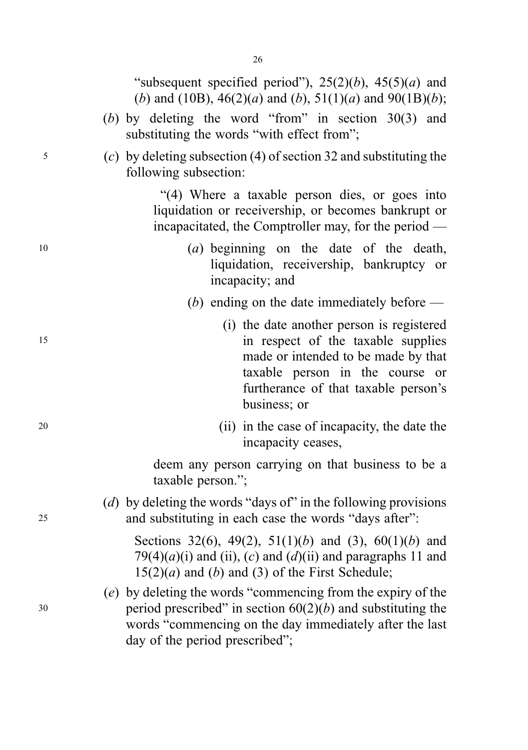"subsequent specified period"), 25(2)(*b*), 45(5)(*a*) and (*b*) and (10B), 46(2)(*a*) and (*b*), 51(1)(*a*) and 90(1B)(*b*);

(*b*) by deleting the word "from" in section 30(3) and substituting the words "with effect from";

(*c*) by deleting subsection (4) of section 32 and substituting the following subsection:

> "(4) Where a taxable person dies, or goes into liquidation or receivership, or becomes bankrupt or incapacitated, the Comptroller may, for the period —
>
> (*a*) beginning on the date of the death, liquidation, receivership, bankruptcy or incapacity; and
>
> (*b*) ending on the date immediately before —
>
> (i) the date another person is registered in respect of the taxable supplies made or intended to be made by that taxable person in the course or furtherance of that taxable person's business; or
>
> (ii) in the case of incapacity, the date the incapacity ceases,
>
> deem any person carrying on that business to be a taxable person.";

(*d*) by deleting the words "days of" in the following provisions and substituting in each case the words "days after":

> Sections 32(6), 49(2), 51(1)(*b*) and (3), 60(1)(*b*) and 79(4)(*a*)(i) and (ii), (*c*) and (*d*)(ii) and paragraphs 11 and 15(2)(*a*) and (*b*) and (3) of the First Schedule;

(*e*) by deleting the words "commencing from the expiry of the period prescribed" in section 60(2)(*b*) and substituting the words "commencing on the day immediately after the last day of the period prescribed";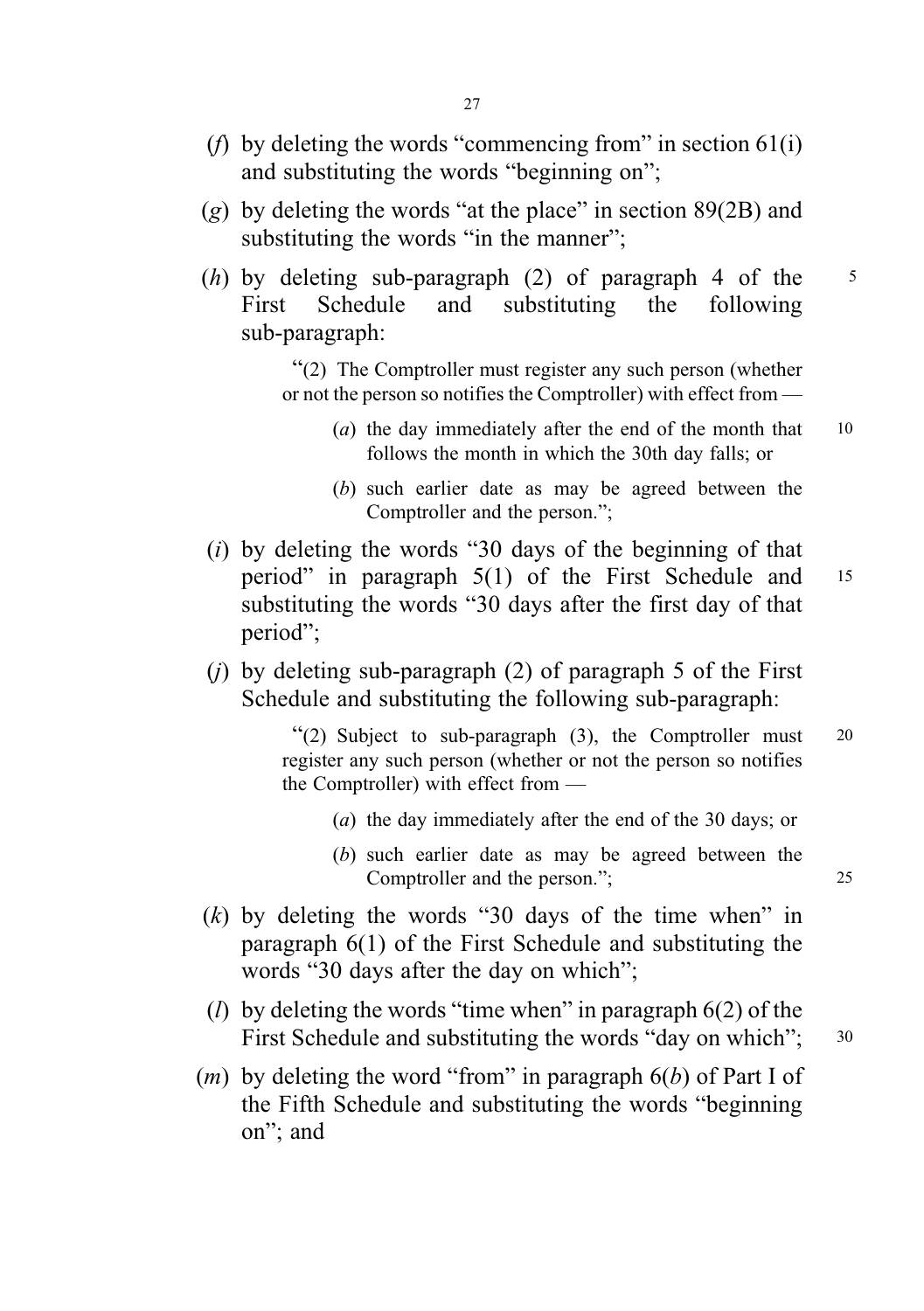(*f*) by deleting the words "commencing from" in section 61(i) and substituting the words "beginning on";

(*g*) by deleting the words "at the place" in section 89(2B) and substituting the words "in the manner";

(*h*) by deleting sub-paragraph (2) of paragraph 4 of the First Schedule and substituting the following sub-paragraph:

> "(2) The Comptroller must register any such person (whether or not the person so notifies the Comptroller) with effect from —
>
> (*a*) the day immediately after the end of the month that follows the month in which the 30th day falls; or
>
> (*b*) such earlier date as may be agreed between the Comptroller and the person.";

(*i*) by deleting the words "30 days of the beginning of that period" in paragraph 5(1) of the First Schedule and substituting the words "30 days after the first day of that period";

(*j*) by deleting sub-paragraph (2) of paragraph 5 of the First Schedule and substituting the following sub-paragraph:

> "(2) Subject to sub-paragraph (3), the Comptroller must register any such person (whether or not the person so notifies the Comptroller) with effect from —
>
> (*a*) the day immediately after the end of the 30 days; or
>
> (*b*) such earlier date as may be agreed between the Comptroller and the person.";

(*k*) by deleting the words "30 days of the time when" in paragraph 6(1) of the First Schedule and substituting the words "30 days after the day on which";

(*l*) by deleting the words "time when" in paragraph 6(2) of the First Schedule and substituting the words "day on which";

(*m*) by deleting the word "from" in paragraph 6(*b*) of Part I of the Fifth Schedule and substituting the words "beginning on"; and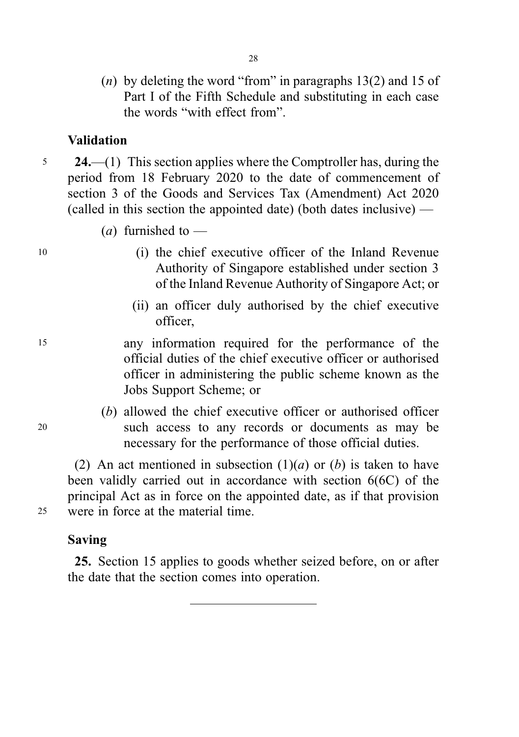(*n*) by deleting the word "from" in paragraphs 13(2) and 15 of Part I of the Fifth Schedule and substituting in each case the words "with effect from".

### Validation

**24.**—(1) This section applies where the Comptroller has, during the period from 18 February 2020 to the date of commencement of section 3 of the Goods and Services Tax (Amendment) Act 2020 (called in this section the appointed date) (both dates inclusive) —

(*a*) furnished to —

(i) the chief executive officer of the Inland Revenue Authority of Singapore established under section 3 of the Inland Revenue Authority of Singapore Act; or

(ii) an officer duly authorised by the chief executive officer,

any information required for the performance of the official duties of the chief executive officer or authorised officer in administering the public scheme known as the Jobs Support Scheme; or

(*b*) allowed the chief executive officer or authorised officer such access to any records or documents as may be necessary for the performance of those official duties.

(2) An act mentioned in subsection (1)(*a*) or (*b*) is taken to have been validly carried out in accordance with section 6(6C) of the principal Act as in force on the appointed date, as if that provision were in force at the material time.

### Saving

**25.** Section 15 applies to goods whether seized before, on or after the date that the section comes into operation.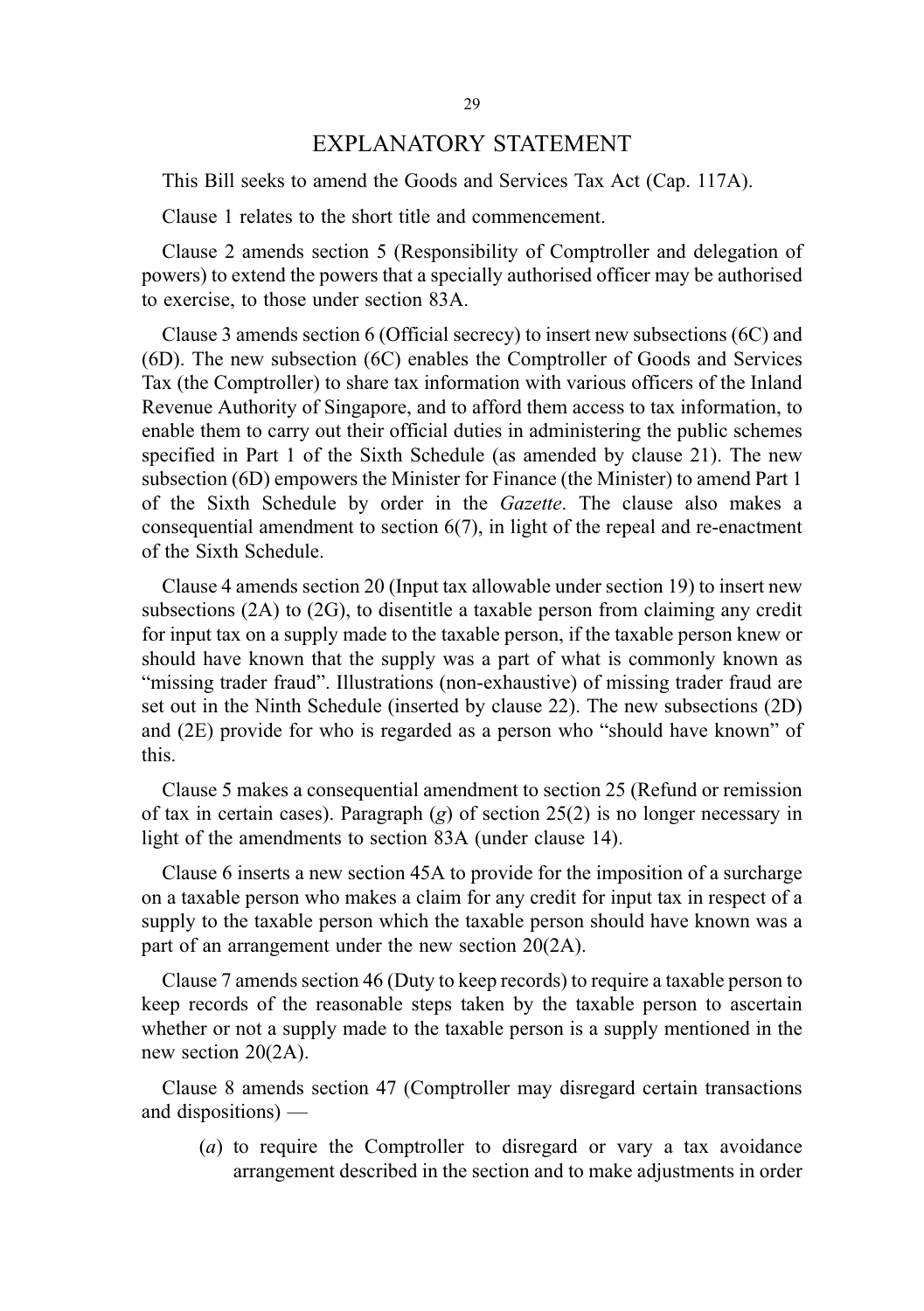# EXPLANATORY STATEMENT

This Bill seeks to amend the Goods and Services Tax Act (Cap. 117A).

Clause 1 relates to the short title and commencement.

Clause 2 amends section 5 (Responsibility of Comptroller and delegation of powers) to extend the powers that a specially authorised officer may be authorised to exercise, to those under section 83A.

Clause 3 amends section 6 (Official secrecy) to insert new subsections (6C) and (6D). The new subsection (6C) enables the Comptroller of Goods and Services Tax (the Comptroller) to share tax information with various officers of the Inland Revenue Authority of Singapore, and to afford them access to tax information, to enable them to carry out their official duties in administering the public schemes specified in Part 1 of the Sixth Schedule (as amended by clause 21). The new subsection (6D) empowers the Minister for Finance (the Minister) to amend Part 1 of the Sixth Schedule by order in the *Gazette*. The clause also makes a consequential amendment to section 6(7), in light of the repeal and re-enactment of the Sixth Schedule.

Clause 4 amends section 20 (Input tax allowable under section 19) to insert new subsections (2A) to (2G), to disentitle a taxable person from claiming any credit for input tax on a supply made to the taxable person, if the taxable person knew or should have known that the supply was a part of what is commonly known as "missing trader fraud". Illustrations (non-exhaustive) of missing trader fraud are set out in the Ninth Schedule (inserted by clause 22). The new subsections (2D) and (2E) provide for who is regarded as a person who "should have known" of this.

Clause 5 makes a consequential amendment to section 25 (Refund or remission of tax in certain cases). Paragraph (*g*) of section 25(2) is no longer necessary in light of the amendments to section 83A (under clause 14).

Clause 6 inserts a new section 45A to provide for the imposition of a surcharge on a taxable person who makes a claim for any credit for input tax in respect of a supply to the taxable person which the taxable person should have known was a part of an arrangement under the new section 20(2A).

Clause 7 amends section 46 (Duty to keep records) to require a taxable person to keep records of the reasonable steps taken by the taxable person to ascertain whether or not a supply made to the taxable person is a supply mentioned in the new section 20(2A).

Clause 8 amends section 47 (Comptroller may disregard certain transactions and dispositions) —

(*a*) to require the Comptroller to disregard or vary a tax avoidance arrangement described in the section and to make adjustments in order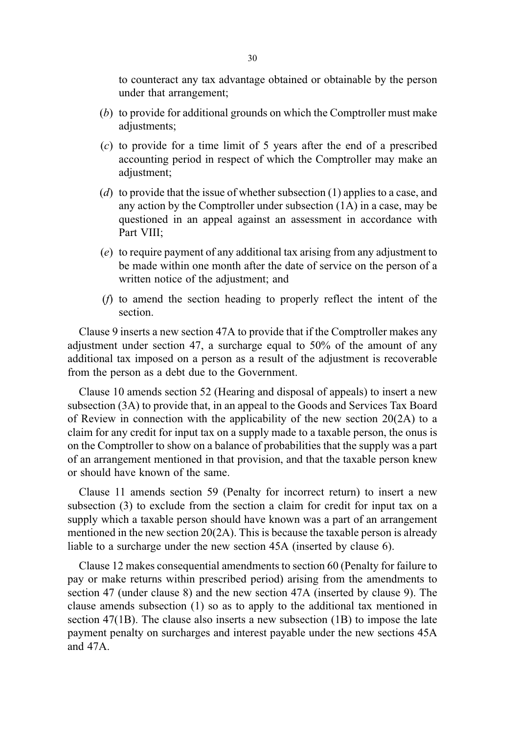to counteract any tax advantage obtained or obtainable by the person under that arrangement;

(*b*) to provide for additional grounds on which the Comptroller must make adjustments;

(*c*) to provide for a time limit of 5 years after the end of a prescribed accounting period in respect of which the Comptroller may make an adjustment;

(*d*) to provide that the issue of whether subsection (1) applies to a case, and any action by the Comptroller under subsection (1A) in a case, may be questioned in an appeal against an assessment in accordance with Part VIII;

(*e*) to require payment of any additional tax arising from any adjustment to be made within one month after the date of service on the person of a written notice of the adjustment; and

(*f*) to amend the section heading to properly reflect the intent of the section.

Clause 9 inserts a new section 47A to provide that if the Comptroller makes any adjustment under section 47, a surcharge equal to 50% of the amount of any additional tax imposed on a person as a result of the adjustment is recoverable from the person as a debt due to the Government.

Clause 10 amends section 52 (Hearing and disposal of appeals) to insert a new subsection (3A) to provide that, in an appeal to the Goods and Services Tax Board of Review in connection with the applicability of the new section 20(2A) to a claim for any credit for input tax on a supply made to a taxable person, the onus is on the Comptroller to show on a balance of probabilities that the supply was a part of an arrangement mentioned in that provision, and that the taxable person knew or should have known of the same.

Clause 11 amends section 59 (Penalty for incorrect return) to insert a new subsection (3) to exclude from the section a claim for credit for input tax on a supply which a taxable person should have known was a part of an arrangement mentioned in the new section 20(2A). This is because the taxable person is already liable to a surcharge under the new section 45A (inserted by clause 6).

Clause 12 makes consequential amendments to section 60 (Penalty for failure to pay or make returns within prescribed period) arising from the amendments to section 47 (under clause 8) and the new section 47A (inserted by clause 9). The clause amends subsection (1) so as to apply to the additional tax mentioned in section 47(1B). The clause also inserts a new subsection (1B) to impose the late payment penalty on surcharges and interest payable under the new sections 45A and 47A.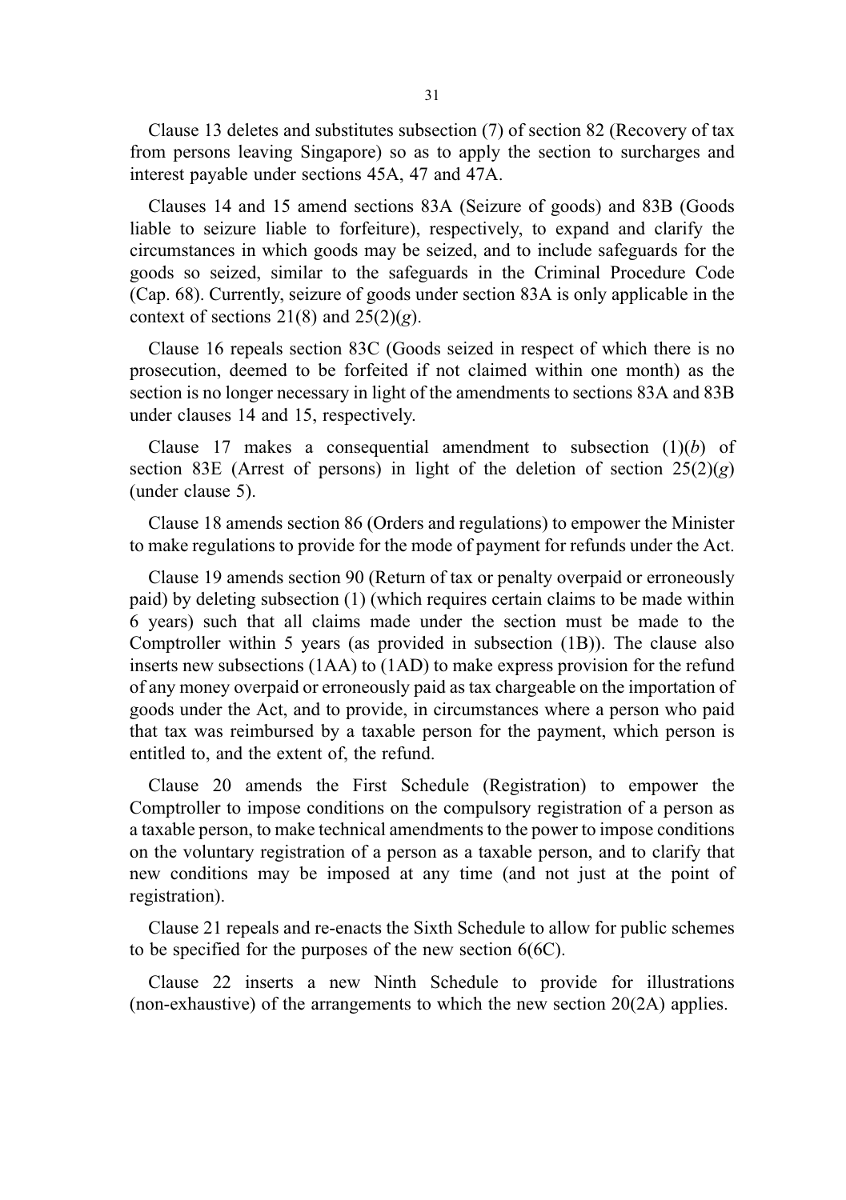Clause 13 deletes and substitutes subsection (7) of section 82 (Recovery of tax from persons leaving Singapore) so as to apply the section to surcharges and interest payable under sections 45A, 47 and 47A.

Clauses 14 and 15 amend sections 83A (Seizure of goods) and 83B (Goods liable to seizure liable to forfeiture), respectively, to expand and clarify the circumstances in which goods may be seized, and to include safeguards for the goods so seized, similar to the safeguards in the Criminal Procedure Code (Cap. 68). Currently, seizure of goods under section 83A is only applicable in the context of sections 21(8) and 25(2)(*g*).

Clause 16 repeals section 83C (Goods seized in respect of which there is no prosecution, deemed to be forfeited if not claimed within one month) as the section is no longer necessary in light of the amendments to sections 83A and 83B under clauses 14 and 15, respectively.

Clause 17 makes a consequential amendment to subsection (1)(*b*) of section 83E (Arrest of persons) in light of the deletion of section 25(2)(*g*) (under clause 5).

Clause 18 amends section 86 (Orders and regulations) to empower the Minister to make regulations to provide for the mode of payment for refunds under the Act.

Clause 19 amends section 90 (Return of tax or penalty overpaid or erroneously paid) by deleting subsection (1) (which requires certain claims to be made within 6 years) such that all claims made under the section must be made to the Comptroller within 5 years (as provided in subsection (1B)). The clause also inserts new subsections (1AA) to (1AD) to make express provision for the refund of any money overpaid or erroneously paid as tax chargeable on the importation of goods under the Act, and to provide, in circumstances where a person who paid that tax was reimbursed by a taxable person for the payment, which person is entitled to, and the extent of, the refund.

Clause 20 amends the First Schedule (Registration) to empower the Comptroller to impose conditions on the compulsory registration of a person as a taxable person, to make technical amendments to the power to impose conditions on the voluntary registration of a person as a taxable person, and to clarify that new conditions may be imposed at any time (and not just at the point of registration).

Clause 21 repeals and re-enacts the Sixth Schedule to allow for public schemes to be specified for the purposes of the new section 6(6C).

Clause 22 inserts a new Ninth Schedule to provide for illustrations (non-exhaustive) of the arrangements to which the new section 20(2A) applies.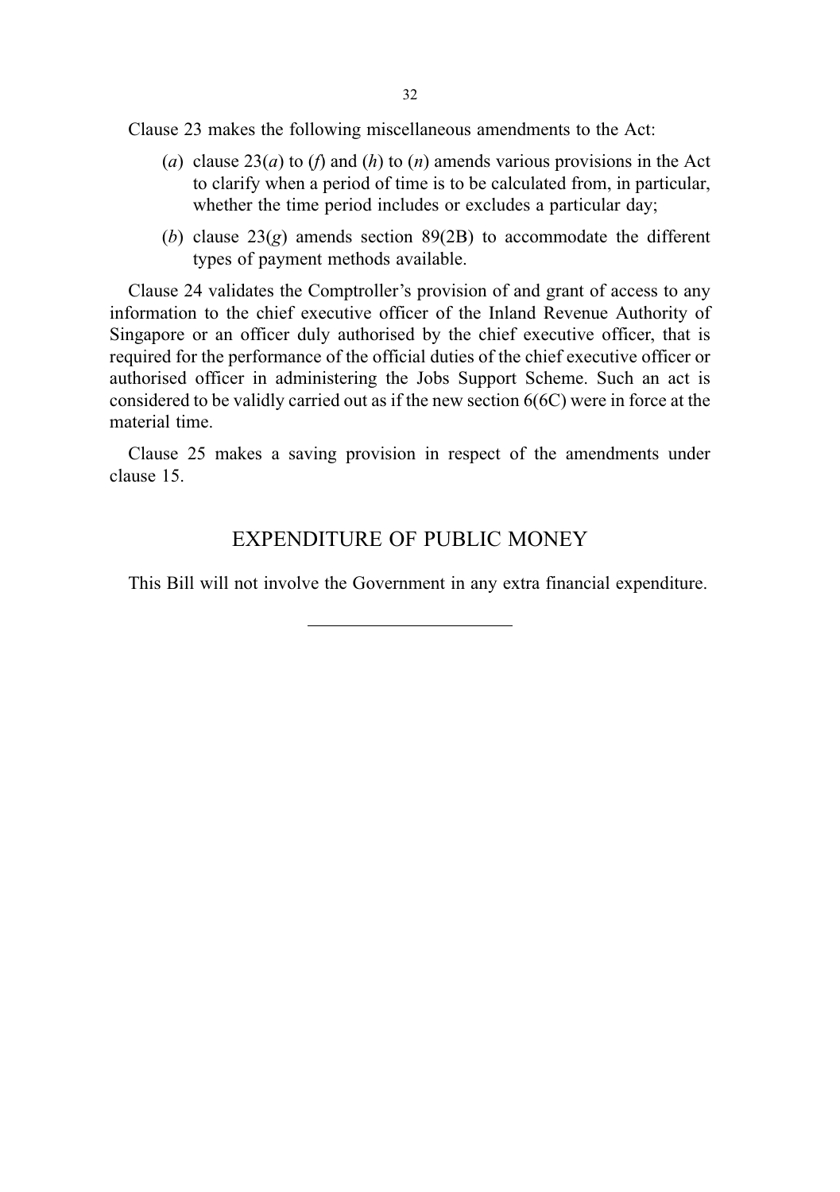Clause 23 makes the following miscellaneous amendments to the Act:

(*a*) clause 23(*a*) to (*f*) and (*h*) to (*n*) amends various provisions in the Act to clarify when a period of time is to be calculated from, in particular, whether the time period includes or excludes a particular day;

(*b*) clause 23(*g*) amends section 89(2B) to accommodate the different types of payment methods available.

Clause 24 validates the Comptroller's provision of and grant of access to any information to the chief executive officer of the Inland Revenue Authority of Singapore or an officer duly authorised by the chief executive officer, that is required for the performance of the official duties of the chief executive officer or authorised officer in administering the Jobs Support Scheme. Such an act is considered to be validly carried out as if the new section 6(6C) were in force at the material time.

Clause 25 makes a saving provision in respect of the amendments under clause 15.

## EXPENDITURE OF PUBLIC MONEY

This Bill will not involve the Government in any extra financial expenditure.